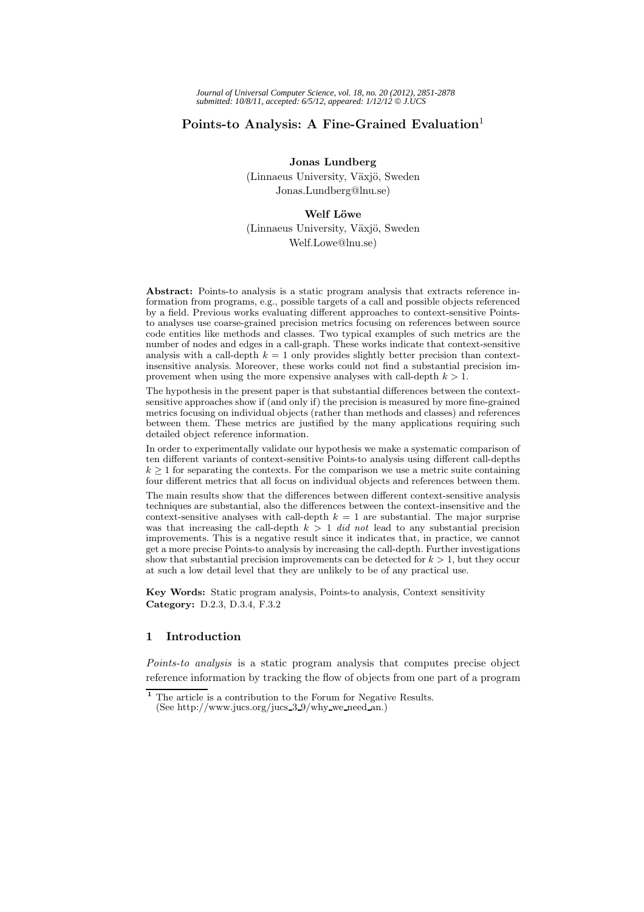# Points-to Analysis: A Fine-Grained Evaluation[1]

**Jonas Lundberg**
(Linnaeus University, Växjö, Sweden
Jonas.Lundberg@lnu.se)

**Welf Löwe**
(Linnaeus University, Växjö, Sweden
Welf.Lowe@lnu.se)

**Abstract:** Points-to analysis is a static program analysis that extracts reference information from programs, e.g., possible targets of a call and possible objects referenced by a field. Previous works evaluating different approaches to context-sensitive Points-to analyses use coarse-grained precision metrics focusing on references between source code entities like methods and classes. Two typical examples of such metrics are the number of nodes and edges in a call-graph. These works indicate that context-sensitive analysis with a call-depth $k = 1$ only provides slightly better precision than context-insensitive analysis. Moreover, these works could not find a substantial precision improvement when using the more expensive analyses with call-depth $k > 1$.

The hypothesis in the present paper is that substantial differences between the context-sensitive approaches show if (and only if) the precision is measured by more fine-grained metrics focusing on individual objects (rather than methods and classes) and references between them. These metrics are justified by the many applications requiring such detailed object reference information.

In order to experimentally validate our hypothesis we make a systematic comparison of ten different variants of context-sensitive Points-to analysis using different call-depths $k \geq 1$ for separating the contexts. For the comparison we use a metric suite containing four different metrics that all focus on individual objects and references between them.

The main results show that the differences between different context-sensitive analysis techniques are substantial, also the differences between the context-insensitive and the context-sensitive analyses with call-depth $k = 1$ are substantial. The major surprise was that increasing the call-depth $k > 1$ *did not* lead to any substantial precision improvements. This is a negative result since it indicates that, in practice, we cannot get a more precise Points-to analysis by increasing the call-depth. Further investigations show that substantial precision improvements can be detected for $k > 1$, but they occur at such a low detail level that they are unlikely to be of any practical use.

**Key Words:** Static program analysis, Points-to analysis, Context sensitivity
**Category:** D.2.3, D.3.4, F.3.2

## 1 Introduction

*Points-to analysis* is a static program analysis that computes precise object reference information by tracking the flow of objects from one part of a program

[1] The article is a contribution to the Forum for Negative Results.
(See http://www.jucs.org/jucs_3_9/why_we_need_an.)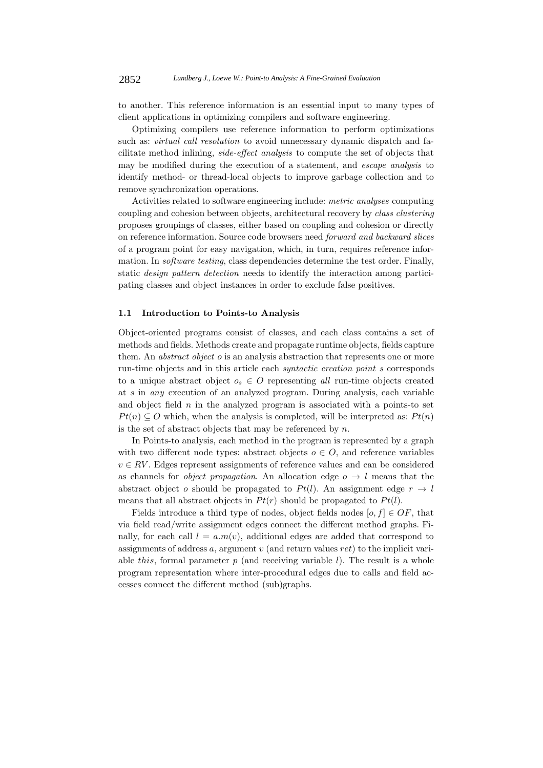to another. This reference information is an essential input to many types of client applications in optimizing compilers and software engineering.

Optimizing compilers use reference information to perform optimizations such as: *virtual call resolution* to avoid unnecessary dynamic dispatch and facilitate method inlining, *side-effect analysis* to compute the set of objects that may be modified during the execution of a statement, and *escape analysis* to identify method- or thread-local objects to improve garbage collection and to remove synchronization operations.

Activities related to software engineering include: *metric analyses* computing coupling and cohesion between objects, architectural recovery by *class clustering* proposes groupings of classes, either based on coupling and cohesion or directly on reference information. Source code browsers need *forward and backward slices* of a program point for easy navigation, which, in turn, requires reference information. In *software testing*, class dependencies determine the test order. Finally, static *design pattern detection* needs to identify the interaction among participating classes and object instances in order to exclude false positives.

### 1.1 Introduction to Points-to Analysis

Object-oriented programs consist of classes, and each class contains a set of methods and fields. Methods create and propagate runtime objects, fields capture them. An *abstract object* $o$ is an analysis abstraction that represents one or more run-time objects and in this article each *syntactic creation point* $s$ corresponds to a unique abstract object $o_s \in O$ representing *all* run-time objects created at $s$ in *any* execution of an analyzed program. During analysis, each variable and object field $n$ in the analyzed program is associated with a points-to set $Pt(n) \subseteq O$ which, when the analysis is completed, will be interpreted as: $Pt(n)$ is the set of abstract objects that may be referenced by $n$.

In Points-to analysis, each method in the program is represented by a graph with two different node types: abstract objects $o \in O$, and reference variables $v \in RV$. Edges represent assignments of reference values and can be considered as channels for *object propagation*. An allocation edge $o \rightarrow l$ means that the abstract object $o$ should be propagated to $Pt(l)$. An assignment edge $r \rightarrow l$ means that all abstract objects in $Pt(r)$ should be propagated to $Pt(l)$.

Fields introduce a third type of nodes, object fields nodes $[o, f] \in OF$, that via field read/write assignment edges connect the different method graphs. Finally, for each call $l = a.m(v)$, additional edges are added that correspond to assignments of address $a$, argument $v$ (and return values $ret$) to the implicit variable $this$, formal parameter $p$ (and receiving variable $l$). The result is a whole program representation where inter-procedural edges due to calls and field accesses connect the different method (sub)graphs.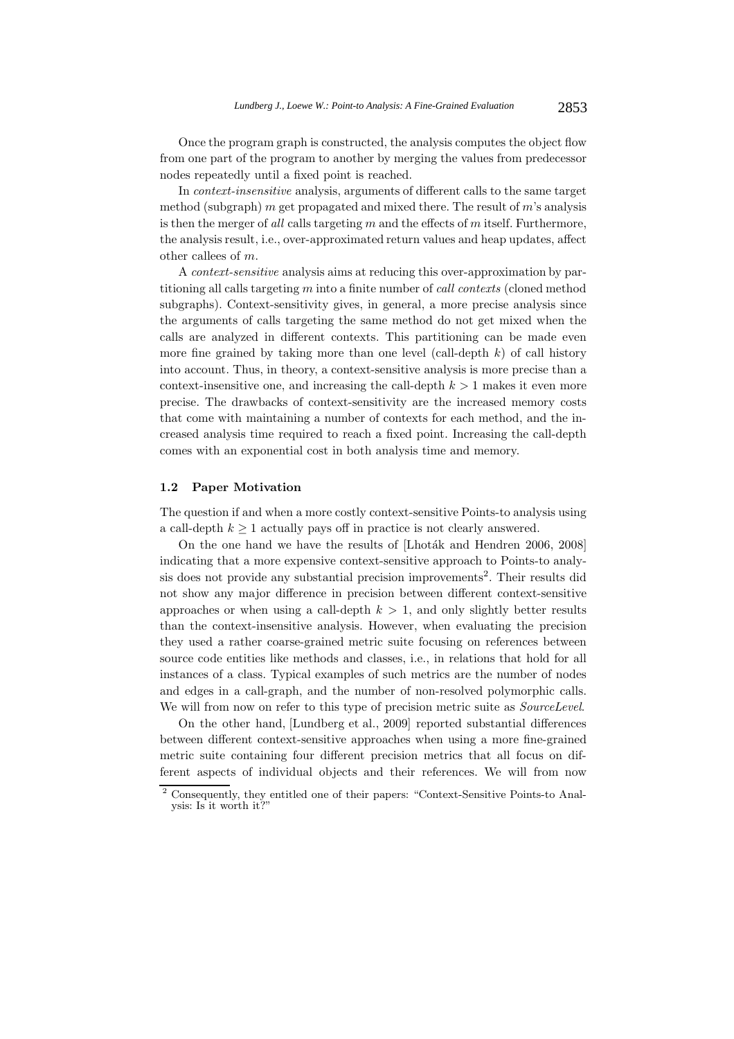Once the program graph is constructed, the analysis computes the object flow from one part of the program to another by merging the values from predecessor nodes repeatedly until a fixed point is reached.

In *context-insensitive* analysis, arguments of different calls to the same target method (subgraph) $m$ get propagated and mixed there. The result of $m$'s analysis is then the merger of *all* calls targeting $m$ and the effects of $m$ itself. Furthermore, the analysis result, i.e., over-approximated return values and heap updates, affect other callees of $m$.

A *context-sensitive* analysis aims at reducing this over-approximation by partitioning all calls targeting $m$ into a finite number of *call contexts* (cloned method subgraphs). Context-sensitivity gives, in general, a more precise analysis since the arguments of calls targeting the same method do not get mixed when the calls are analyzed in different contexts. This partitioning can be made even more fine grained by taking more than one level (call-depth $k$) of call history into account. Thus, in theory, a context-sensitive analysis is more precise than a context-insensitive one, and increasing the call-depth $k > 1$ makes it even more precise. The drawbacks of context-sensitivity are the increased memory costs that come with maintaining a number of contexts for each method, and the increased analysis time required to reach a fixed point. Increasing the call-depth comes with an exponential cost in both analysis time and memory.

### 1.2 Paper Motivation

The question if and when a more costly context-sensitive Points-to analysis using a call-depth $k \geq 1$ actually pays off in practice is not clearly answered.

On the one hand we have the results of [Lhoták and Hendren 2006, 2008] indicating that a more expensive context-sensitive approach to Points-to analysis does not provide any substantial precision improvements[2]. Their results did not show any major difference in precision between different context-sensitive approaches or when using a call-depth $k > 1$, and only slightly better results than the context-insensitive analysis. However, when evaluating the precision they used a rather coarse-grained metric suite focusing on references between source code entities like methods and classes, i.e., in relations that hold for all instances of a class. Typical examples of such metrics are the number of nodes and edges in a call-graph, and the number of non-resolved polymorphic calls. We will from now on refer to this type of precision metric suite as *SourceLevel*.

On the other hand, [Lundberg et al., 2009] reported substantial differences between different context-sensitive approaches when using a more fine-grained metric suite containing four different precision metrics that all focus on different aspects of individual objects and their references. We will from now

[2] Consequently, they entitled one of their papers: "Context-Sensitive Points-to Analysis: Is it worth it?"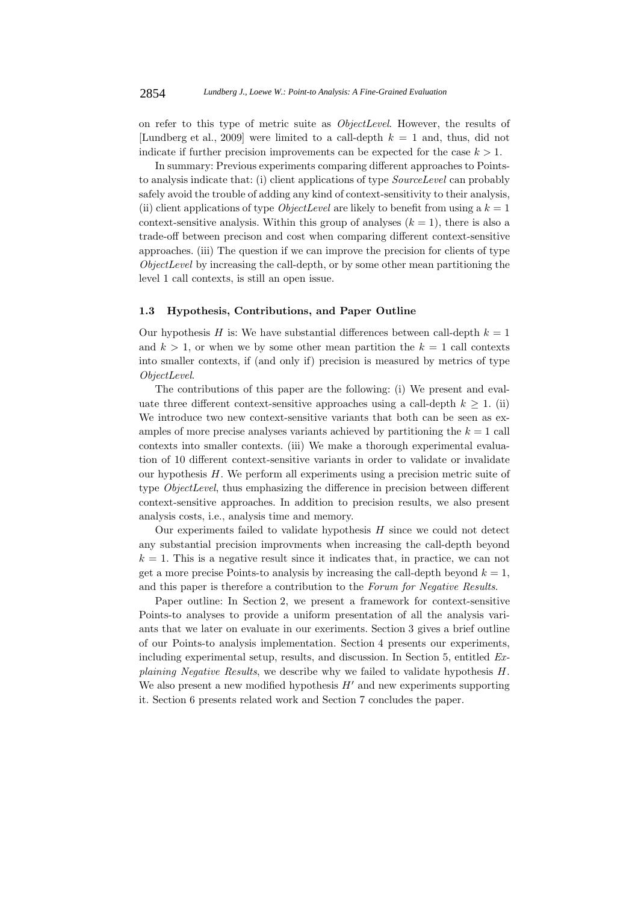on refer to this type of metric suite as *ObjectLevel*. However, the results of [Lundberg et al., 2009] were limited to a call-depth $k = 1$ and, thus, did not indicate if further precision improvements can be expected for the case $k > 1$.

In summary: Previous experiments comparing different approaches to Points-to analysis indicate that: (i) client applications of type *SourceLevel* can probably safely avoid the trouble of adding any kind of context-sensitivity to their analysis, (ii) client applications of type *ObjectLevel* are likely to benefit from using a $k = 1$ context-sensitive analysis. Within this group of analyses ($k = 1$), there is also a trade-off between precison and cost when comparing different context-sensitive approaches. (iii) The question if we can improve the precision for clients of type *ObjectLevel* by increasing the call-depth, or by some other mean partitioning the level 1 call contexts, is still an open issue.

### 1.3 Hypothesis, Contributions, and Paper Outline

Our hypothesis $H$ is: We have substantial differences between call-depth $k = 1$ and $k > 1$, or when we by some other mean partition the $k = 1$ call contexts into smaller contexts, if (and only if) precision is measured by metrics of type *ObjectLevel*.

The contributions of this paper are the following: (i) We present and evaluate three different context-sensitive approaches using a call-depth $k \geq 1$. (ii) We introduce two new context-sensitive variants that both can be seen as examples of more precise analyses variants achieved by partitioning the $k = 1$ call contexts into smaller contexts. (iii) We make a thorough experimental evaluation of 10 different context-sensitive variants in order to validate or invalidate our hypothesis $H$. We perform all experiments using a precision metric suite of type *ObjectLevel*, thus emphasizing the difference in precision between different context-sensitive approaches. In addition to precision results, we also present analysis costs, i.e., analysis time and memory.

Our experiments failed to validate hypothesis $H$ since we could not detect any substantial precision improvments when increasing the call-depth beyond $k = 1$. This is a negative result since it indicates that, in practice, we can not get a more precise Points-to analysis by increasing the call-depth beyond $k = 1$, and this paper is therefore a contribution to the *Forum for Negative Results*.

Paper outline: In Section 2, we present a framework for context-sensitive Points-to analyses to provide a uniform presentation of all the analysis variants that we later on evaluate in our exeriments. Section 3 gives a brief outline of our Points-to analysis implementation. Section 4 presents our experiments, including experimental setup, results, and discussion. In Section 5, entitled *Explaining Negative Results*, we describe why we failed to validate hypothesis $H$. We also present a new modified hypothesis $H'$ and new experiments supporting it. Section 6 presents related work and Section 7 concludes the paper.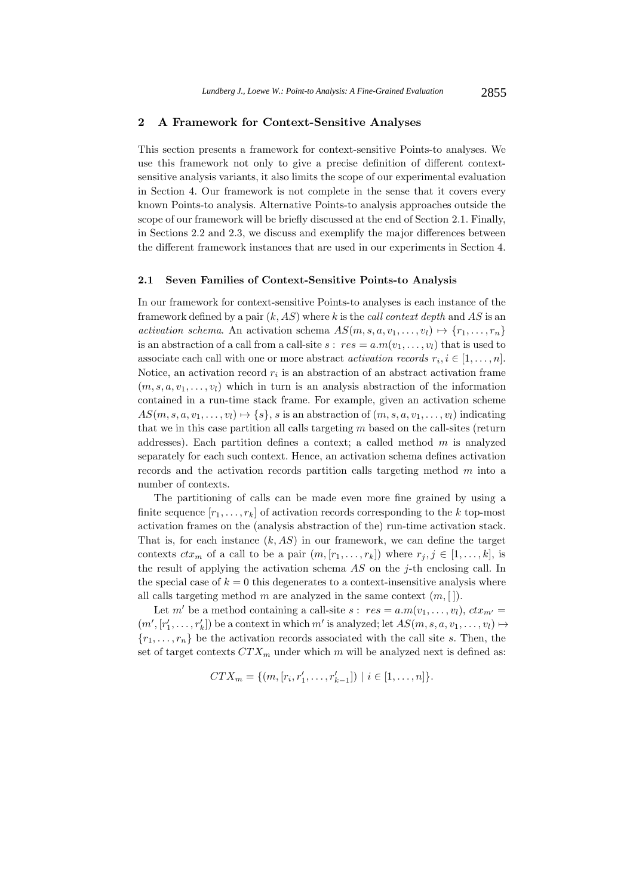## 2 A Framework for Context-Sensitive Analyses

This section presents a framework for context-sensitive Points-to analyses. We use this framework not only to give a precise definition of different context-sensitive analysis variants, it also limits the scope of our experimental evaluation in Section 4. Our framework is not complete in the sense that it covers every known Points-to analysis. Alternative Points-to analysis approaches outside the scope of our framework will be briefly discussed at the end of Section 2.1. Finally, in Sections 2.2 and 2.3, we discuss and exemplify the major differences between the different framework instances that are used in our experiments in Section 4.

### 2.1 Seven Families of Context-Sensitive Points-to Analysis

In our framework for context-sensitive Points-to analyses is each instance of the framework defined by a pair $(k, AS)$ where $k$ is the *call context depth* and $AS$ is an *activation schema*. An activation schema $AS(m, s, a, v_1, \ldots, v_l) \mapsto \{r_1, \ldots, r_n\}$ is an abstraction of a call from a call-site $s:\ res = a.m(v_1, \ldots, v_l)$ that is used to associate each call with one or more abstract *activation records* $r_i, i \in [1, \ldots, n]$. Notice, an activation record $r_i$ is an abstraction of an abstract activation frame $(m, s, a, v_1, \ldots, v_l)$ which in turn is an analysis abstraction of the information contained in a run-time stack frame. For example, given an activation scheme $AS(m, s, a, v_1, \ldots, v_l) \mapsto \{s\}$, $s$ is an abstraction of $(m, s, a, v_1, \ldots, v_l)$ indicating that we in this case partition all calls targeting $m$ based on the call-sites (return addresses). Each partition defines a context; a called method $m$ is analyzed separately for each such context. Hence, an activation schema defines activation records and the activation records partition calls targeting method $m$ into a number of contexts.

The partitioning of calls can be made even more fine grained by using a finite sequence $[r_1, \ldots, r_k]$ of activation records corresponding to the $k$ top-most activation frames on the (analysis abstraction of the) run-time activation stack. That is, for each instance $(k, AS)$ in our framework, we can define the target contexts $ctx_m$ of a call to be a pair $(m, [r_1, \ldots, r_k])$ where $r_j, j \in [1, \ldots, k]$, is the result of applying the activation schema $AS$ on the $j$-th enclosing call. In the special case of $k = 0$ this degenerates to a context-insensitive analysis where all calls targeting method $m$ are analyzed in the same context $(m, [\,])$.

Let $m'$ be a method containing a call-site $s:\ res = a.m(v_1, \ldots, v_l)$, $ctx_{m'} = (m', [r'_1, \ldots, r'_k])$ be a context in which $m'$ is analyzed; let $AS(m, s, a, v_1, \ldots, v_l) \mapsto \{r_1, \ldots, r_n\}$ be the activation records associated with the call site $s$. Then, the set of target contexts $CTX_m$ under which $m$ will be analyzed next is defined as:

$$CTX_m = \{(m, [r_i, r'_1, \ldots, r'_{k-1}]) \mid i \in [1, \ldots, n]\}.$$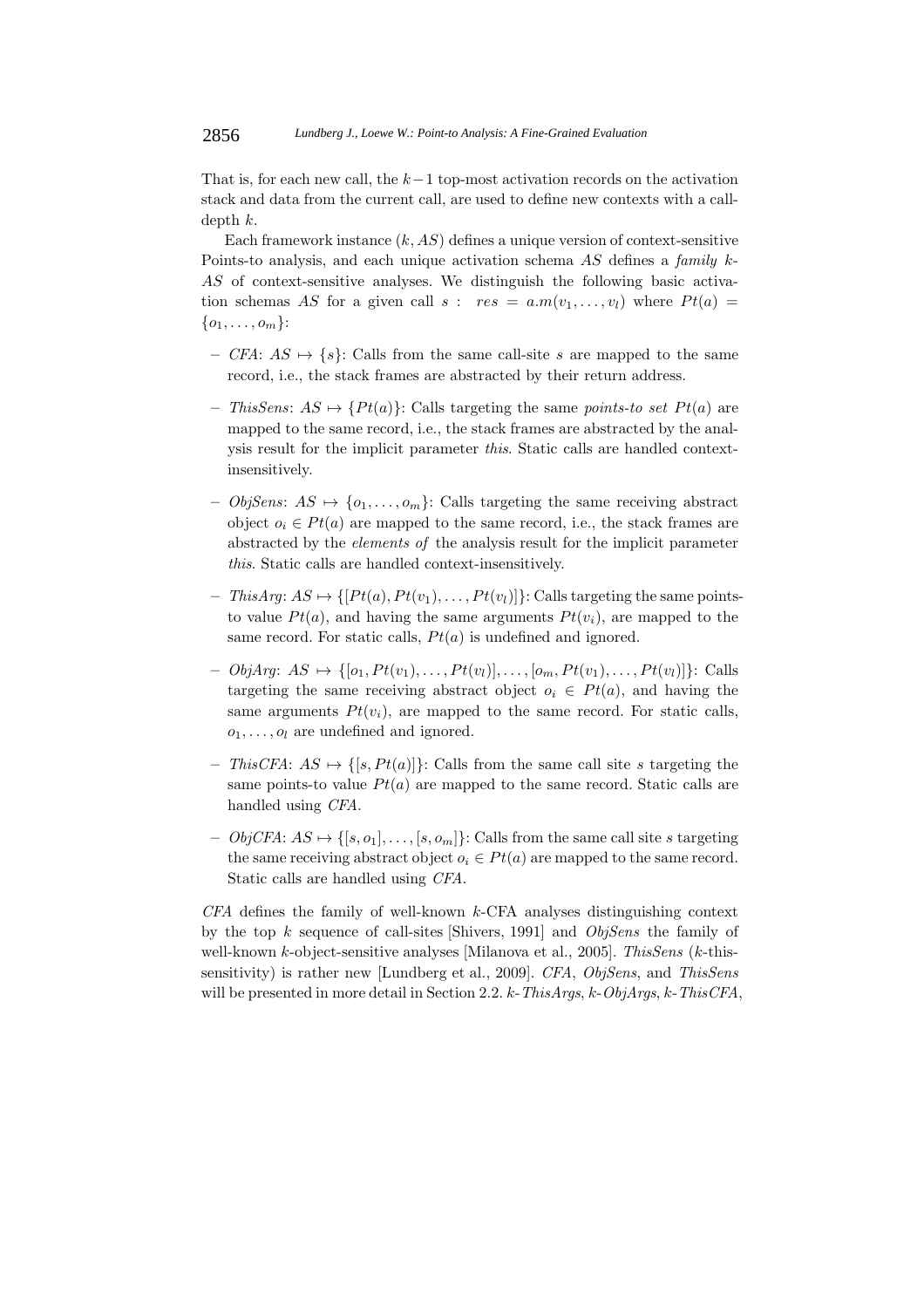That is, for each new call, the $k-1$ top-most activation records on the activation stack and data from the current call, are used to define new contexts with a call-depth $k$.

Each framework instance $(k, AS)$ defines a unique version of context-sensitive Points-to analysis, and each unique activation schema $AS$ defines a *family* $k$-$AS$ of context-sensitive analyses. We distinguish the following basic activation schemas $AS$ for a given call $s: \ res = a.m(v_1, \ldots, v_l)$ where $Pt(a) = \{o_1, \ldots, o_m\}$:

- *CFA*: $AS \mapsto \{s\}$: Calls from the same call-site $s$ are mapped to the same record, i.e., the stack frames are abstracted by their return address.
- *ThisSens*: $AS \mapsto \{Pt(a)\}$: Calls targeting the same *points-to set* $Pt(a)$ are mapped to the same record, i.e., the stack frames are abstracted by the analysis result for the implicit parameter *this*. Static calls are handled context-insensitively.
- *ObjSens*: $AS \mapsto \{o_1, \ldots, o_m\}$: Calls targeting the same receiving abstract object $o_i \in Pt(a)$ are mapped to the same record, i.e., the stack frames are abstracted by the *elements of* the analysis result for the implicit parameter *this*. Static calls are handled context-insensitively.
- *ThisArg*: $AS \mapsto \{[Pt(a), Pt(v_1), \ldots, Pt(v_l)]\}$: Calls targeting the same points-to value $Pt(a)$, and having the same arguments $Pt(v_i)$, are mapped to the same record. For static calls, $Pt(a)$ is undefined and ignored.
- *ObjArg*: $AS \mapsto \{[o_1, Pt(v_1), \ldots, Pt(v_l)], \ldots, [o_m, Pt(v_1), \ldots, Pt(v_l)]\}$: Calls targeting the same receiving abstract object $o_i \in Pt(a)$, and having the same arguments $Pt(v_i)$, are mapped to the same record. For static calls, $o_1, \ldots, o_l$ are undefined and ignored.
- *ThisCFA*: $AS \mapsto \{[s, Pt(a)]\}$: Calls from the same call site $s$ targeting the same points-to value $Pt(a)$ are mapped to the same record. Static calls are handled using *CFA*.
- *ObjCFA*: $AS \mapsto \{[s, o_1], \ldots, [s, o_m]\}$: Calls from the same call site $s$ targeting the same receiving abstract object $o_i \in Pt(a)$ are mapped to the same record. Static calls are handled using *CFA*.

*CFA* defines the family of well-known $k$-CFA analyses distinguishing context by the top $k$ sequence of call-sites [Shivers, 1991] and *ObjSens* the family of well-known $k$-object-sensitive analyses [Milanova et al., 2005]. *ThisSens* ($k$-this-sensitivity) is rather new [Lundberg et al., 2009]. *CFA*, *ObjSens*, and *ThisSens* will be presented in more detail in Section 2.2. $k$-*ThisArgs*, $k$-*ObjArgs*, $k$-*ThisCFA*,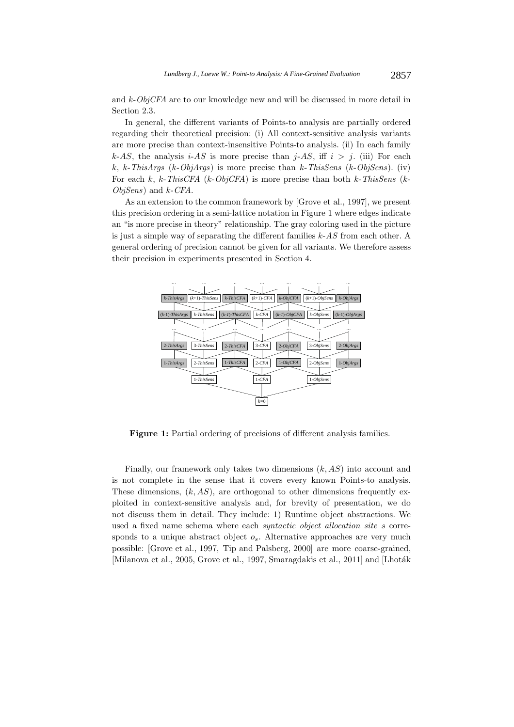and *k-ObjCFA* are to our knowledge new and will be discussed in more detail in Section 2.3.

In general, the different variants of Points-to analysis are partially ordered regarding their theoretical precision: (i) All context-sensitive analysis variants are more precise than context-insensitive Points-to analysis. (ii) In each family *k-AS*, the analysis *i-AS* is more precise than *j-AS*, iff $i > j$. (iii) For each $k$, *k-ThisArgs* (*k-ObjArgs*) is more precise than *k-ThisSens* (*k-ObjSens*). (iv) For each $k$, *k-ThisCFA* (*k-ObjCFA*) is more precise than both *k-ThisSens* (*k-ObjSens*) and *k-CFA*.

As an extension to the common framework by [Grove et al., 1997], we present this precision ordering in a semi-lattice notation in Figure 1 where edges indicate an "is more precise in theory" relationship. The gray coloring used in the picture is just a simple way of separating the different families *k-AS* from each other. A general ordering of precision cannot be given for all variants. We therefore assess their precision in experiments presented in Section 4.

**Figure 1:** Partial ordering of precisions of different analysis families.

Finally, our framework only takes two dimensions $(k, AS)$ into account and is not complete in the sense that it covers every known Points-to analysis. These dimensions, $(k, AS)$, are orthogonal to other dimensions frequently exploited in context-sensitive analysis and, for brevity of presentation, we do not discuss them in detail. They include: 1) Runtime object abstractions. We used a fixed name schema where each *syntactic object allocation site s* corresponds to a unique abstract object $o_s$. Alternative approaches are very much possible: [Grove et al., 1997, Tip and Palsberg, 2000] are more coarse-grained, [Milanova et al., 2005, Grove et al., 1997, Smaragdakis et al., 2011] and [Lhoták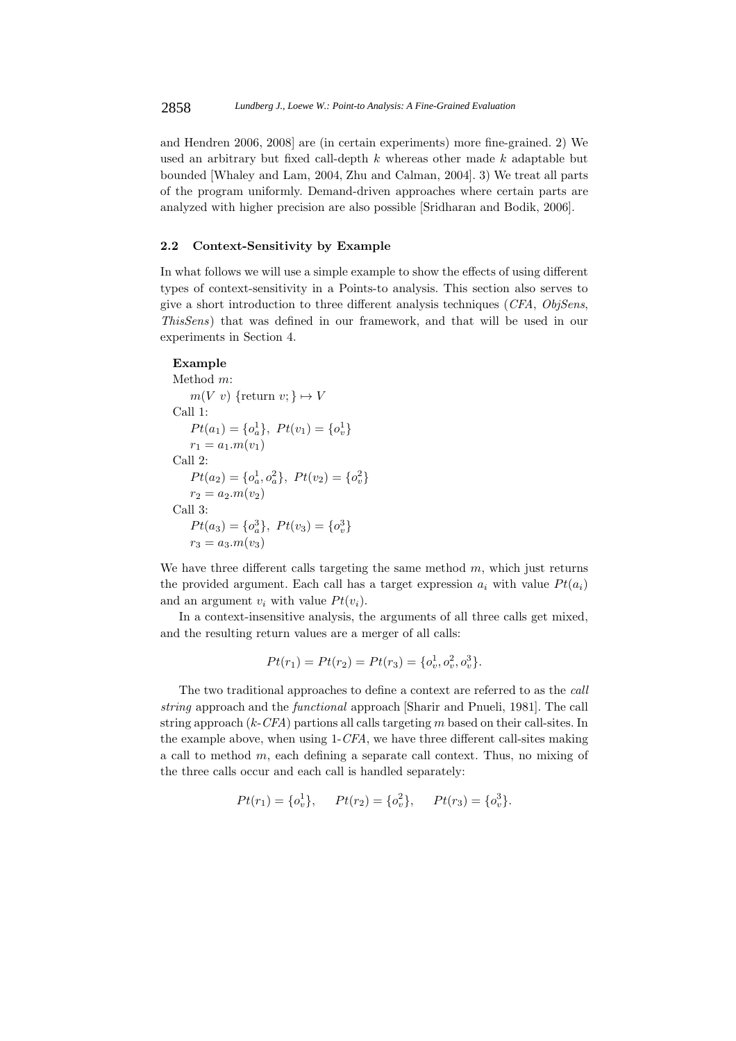and Hendren 2006, 2008] are (in certain experiments) more fine-grained. 2) We used an arbitrary but fixed call-depth $k$ whereas other made $k$ adaptable but bounded [Whaley and Lam, 2004, Zhu and Calman, 2004]. 3) We treat all parts of the program uniformly. Demand-driven approaches where certain parts are analyzed with higher precision are also possible [Sridharan and Bodik, 2006].

### 2.2 Context-Sensitivity by Example

In what follows we will use a simple example to show the effects of using different types of context-sensitivity in a Points-to analysis. This section also serves to give a short introduction to three different analysis techniques (*CFA*, *ObjSens*, *ThisSens*) that was defined in our framework, and that will be used in our experiments in Section 4.

**Example**

Method $m$:

$m(V\ v)\ \{\text{return } v;\} \mapsto V$

Call 1:

$Pt(a_1) = \{o_a^1\},\ Pt(v_1) = \{o_v^1\}$

$r_1 = a_1.m(v_1)$

Call 2:

$Pt(a_2) = \{o_a^1, o_a^2\},\ Pt(v_2) = \{o_v^2\}$

$r_2 = a_2.m(v_2)$

Call 3:

$Pt(a_3) = \{o_a^3\},\ Pt(v_3) = \{o_v^3\}$

$r_3 = a_3.m(v_3)$

We have three different calls targeting the same method $m$, which just returns the provided argument. Each call has a target expression $a_i$ with value $Pt(a_i)$ and an argument $v_i$ with value $Pt(v_i)$.

In a context-insensitive analysis, the arguments of all three calls get mixed, and the resulting return values are a merger of all calls:

$$Pt(r_1) = Pt(r_2) = Pt(r_3) = \{o_v^1, o_v^2, o_v^3\}.$$

The two traditional approaches to define a context are referred to as the *call string* approach and the *functional* approach [Sharir and Pnueli, 1981]. The call string approach ($k$-*CFA*) partions all calls targeting $m$ based on their call-sites. In the example above, when using 1-*CFA*, we have three different call-sites making a call to method $m$, each defining a separate call context. Thus, no mixing of the three calls occur and each call is handled separately:

$$Pt(r_1) = \{o_v^1\}, \quad Pt(r_2) = \{o_v^2\}, \quad Pt(r_3) = \{o_v^3\}.$$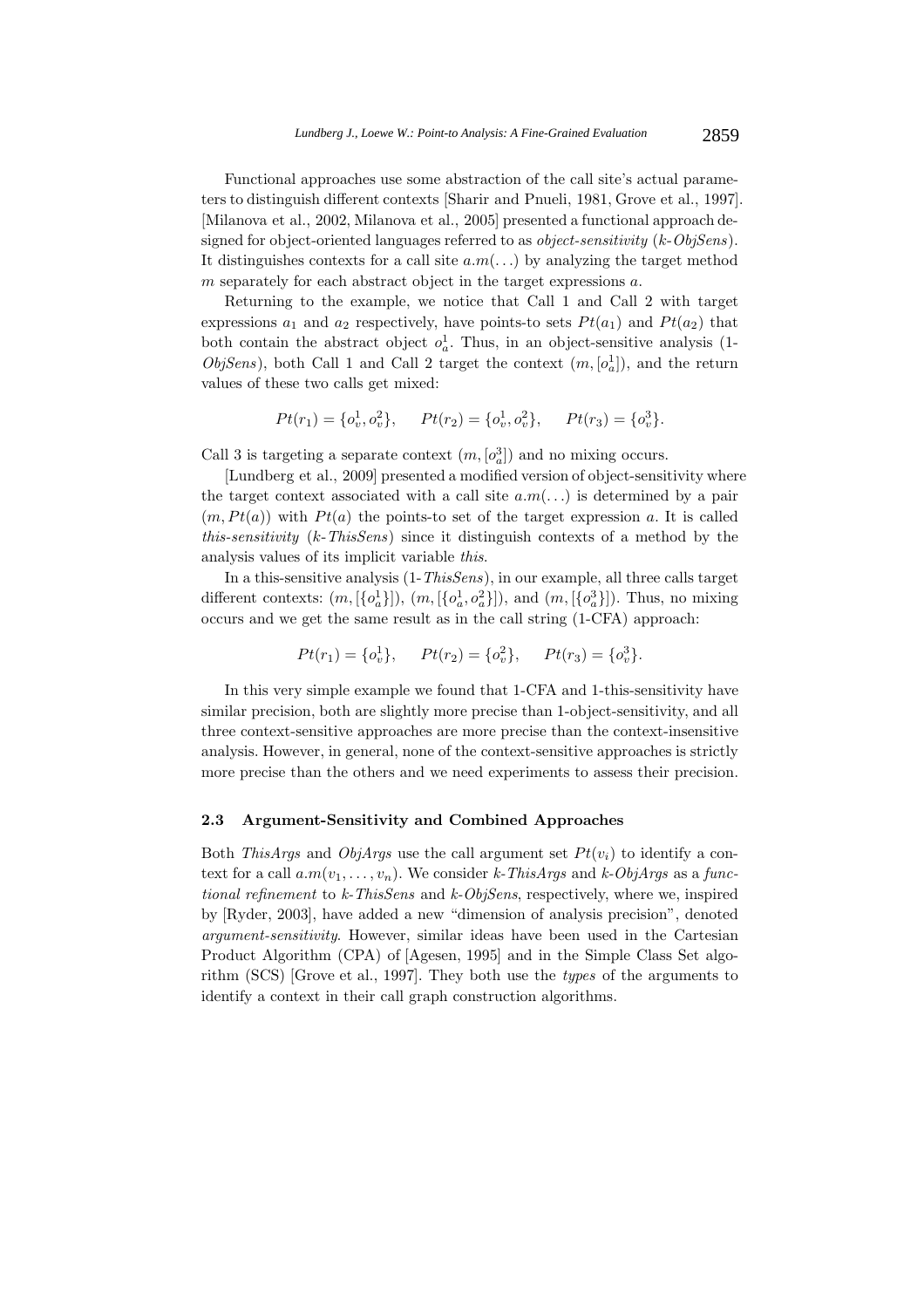Functional approaches use some abstraction of the call site's actual parameters to distinguish different contexts [Sharir and Pnueli, 1981, Grove et al., 1997]. [Milanova et al., 2002, Milanova et al., 2005] presented a functional approach designed for object-oriented languages referred to as *object-sensitivity* (*k-ObjSens*). It distinguishes contexts for a call site $a.m(\ldots)$ by analyzing the target method $m$ separately for each abstract object in the target expressions $a$.

Returning to the example, we notice that Call 1 and Call 2 with target expressions $a_1$ and $a_2$ respectively, have points-to sets $Pt(a_1)$ and $Pt(a_2)$ that both contain the abstract object $o_a^1$. Thus, in an object-sensitive analysis (1-*ObjSens*), both Call 1 and Call 2 target the context $(m, [o_a^1])$, and the return values of these two calls get mixed:

$$Pt(r_1) = \{o_v^1, o_v^2\}, \quad Pt(r_2) = \{o_v^1, o_v^2\}, \quad Pt(r_3) = \{o_v^3\}.$$

Call 3 is targeting a separate context $(m, [o_a^3])$ and no mixing occurs.

[Lundberg et al., 2009] presented a modified version of object-sensitivity where the target context associated with a call site $a.m(\ldots)$ is determined by a pair $(m, Pt(a))$ with $Pt(a)$ the points-to set of the target expression $a$. It is called *this-sensitivity* (*k-ThisSens*) since it distinguish contexts of a method by the analysis values of its implicit variable *this*.

In a this-sensitive analysis (1-*ThisSens*), in our example, all three calls target different contexts: $(m, [\{o_a^1\}])$, $(m, [\{o_a^1, o_a^2\}])$, and $(m, [\{o_a^3\}])$. Thus, no mixing occurs and we get the same result as in the call string (1-CFA) approach:

$$Pt(r_1) = \{o_v^1\}, \quad Pt(r_2) = \{o_v^2\}, \quad Pt(r_3) = \{o_v^3\}.$$

In this very simple example we found that 1-CFA and 1-this-sensitivity have similar precision, both are slightly more precise than 1-object-sensitivity, and all three context-sensitive approaches are more precise than the context-insensitive analysis. However, in general, none of the context-sensitive approaches is strictly more precise than the others and we need experiments to assess their precision.

### 2.3 Argument-Sensitivity and Combined Approaches

Both *ThisArgs* and *ObjArgs* use the call argument set $Pt(v_i)$ to identify a context for a call $a.m(v_1, \ldots, v_n)$. We consider *k-ThisArgs* and *k-ObjArgs* as a *functional refinement* to *k-ThisSens* and *k-ObjSens*, respectively, where we, inspired by [Ryder, 2003], have added a new "dimension of analysis precision", denoted *argument-sensitivity*. However, similar ideas have been used in the Cartesian Product Algorithm (CPA) of [Agesen, 1995] and in the Simple Class Set algorithm (SCS) [Grove et al., 1997]. They both use the *types* of the arguments to identify a context in their call graph construction algorithms.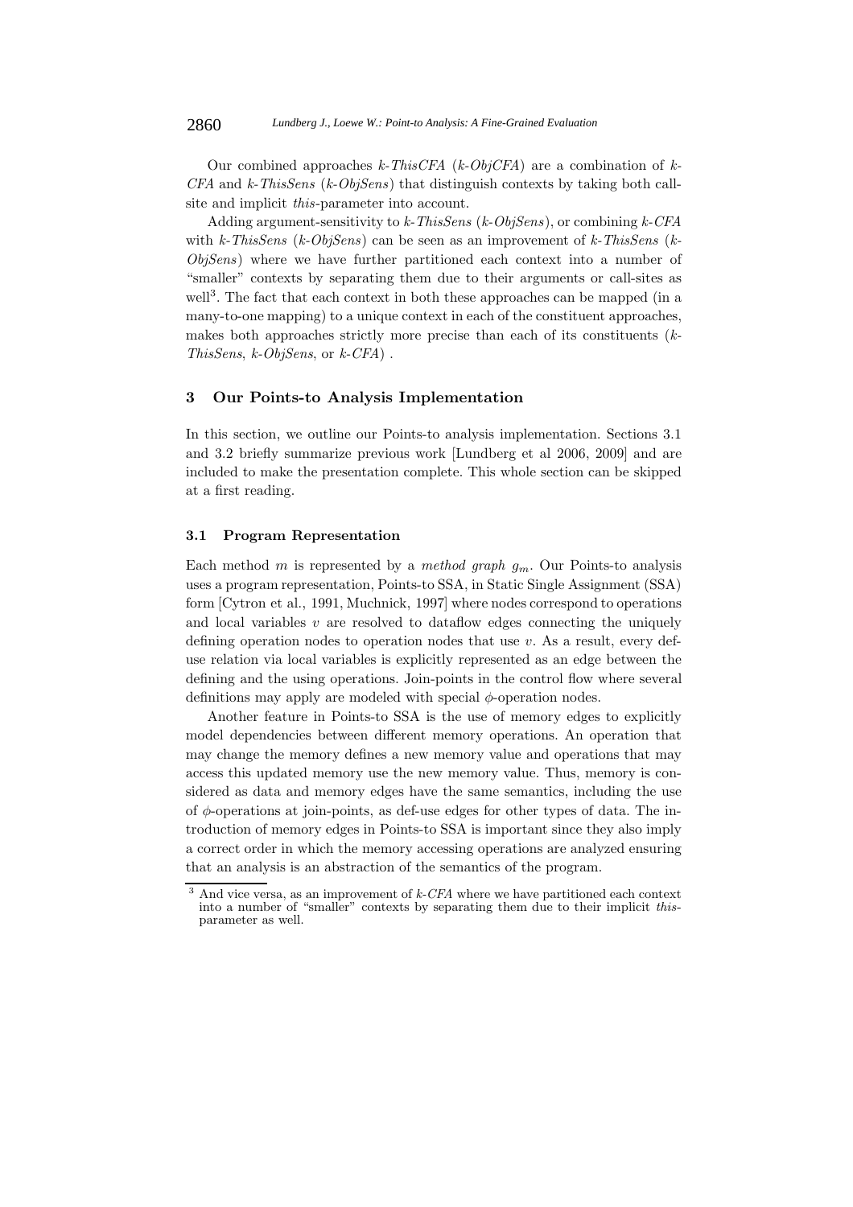Our combined approaches *k-ThisCFA* (*k-ObjCFA*) are a combination of *k-CFA* and *k-ThisSens* (*k-ObjSens*) that distinguish contexts by taking both call-site and implicit *this*-parameter into account.

Adding argument-sensitivity to *k-ThisSens* (*k-ObjSens*), or combining *k-CFA* with *k-ThisSens* (*k-ObjSens*) can be seen as an improvement of *k-ThisSens* (*k-ObjSens*) where we have further partitioned each context into a number of "smaller" contexts by separating them due to their arguments or call-sites as well[3]. The fact that each context in both these approaches can be mapped (in a many-to-one mapping) to a unique context in each of the constituent approaches, makes both approaches strictly more precise than each of its constituents (*k-ThisSens*, *k-ObjSens*, or *k-CFA*) .

## 3 Our Points-to Analysis Implementation

In this section, we outline our Points-to analysis implementation. Sections 3.1 and 3.2 briefly summarize previous work [Lundberg et al 2006, 2009] and are included to make the presentation complete. This whole section can be skipped at a first reading.

### 3.1 Program Representation

Each method $m$ is represented by a *method graph* $g_m$. Our Points-to analysis uses a program representation, Points-to SSA, in Static Single Assignment (SSA) form [Cytron et al., 1991, Muchnick, 1997] where nodes correspond to operations and local variables $v$ are resolved to dataflow edges connecting the uniquely defining operation nodes to operation nodes that use $v$. As a result, every def-use relation via local variables is explicitly represented as an edge between the defining and the using operations. Join-points in the control flow where several definitions may apply are modeled with special $\phi$-operation nodes.

Another feature in Points-to SSA is the use of memory edges to explicitly model dependencies between different memory operations. An operation that may change the memory defines a new memory value and operations that may access this updated memory use the new memory value. Thus, memory is considered as data and memory edges have the same semantics, including the use of $\phi$-operations at join-points, as def-use edges for other types of data. The introduction of memory edges in Points-to SSA is important since they also imply a correct order in which the memory accessing operations are analyzed ensuring that an analysis is an abstraction of the semantics of the program.

[3] And vice versa, as an improvement of *k-CFA* where we have partitioned each context into a number of "smaller" contexts by separating them due to their implicit *this*-parameter as well.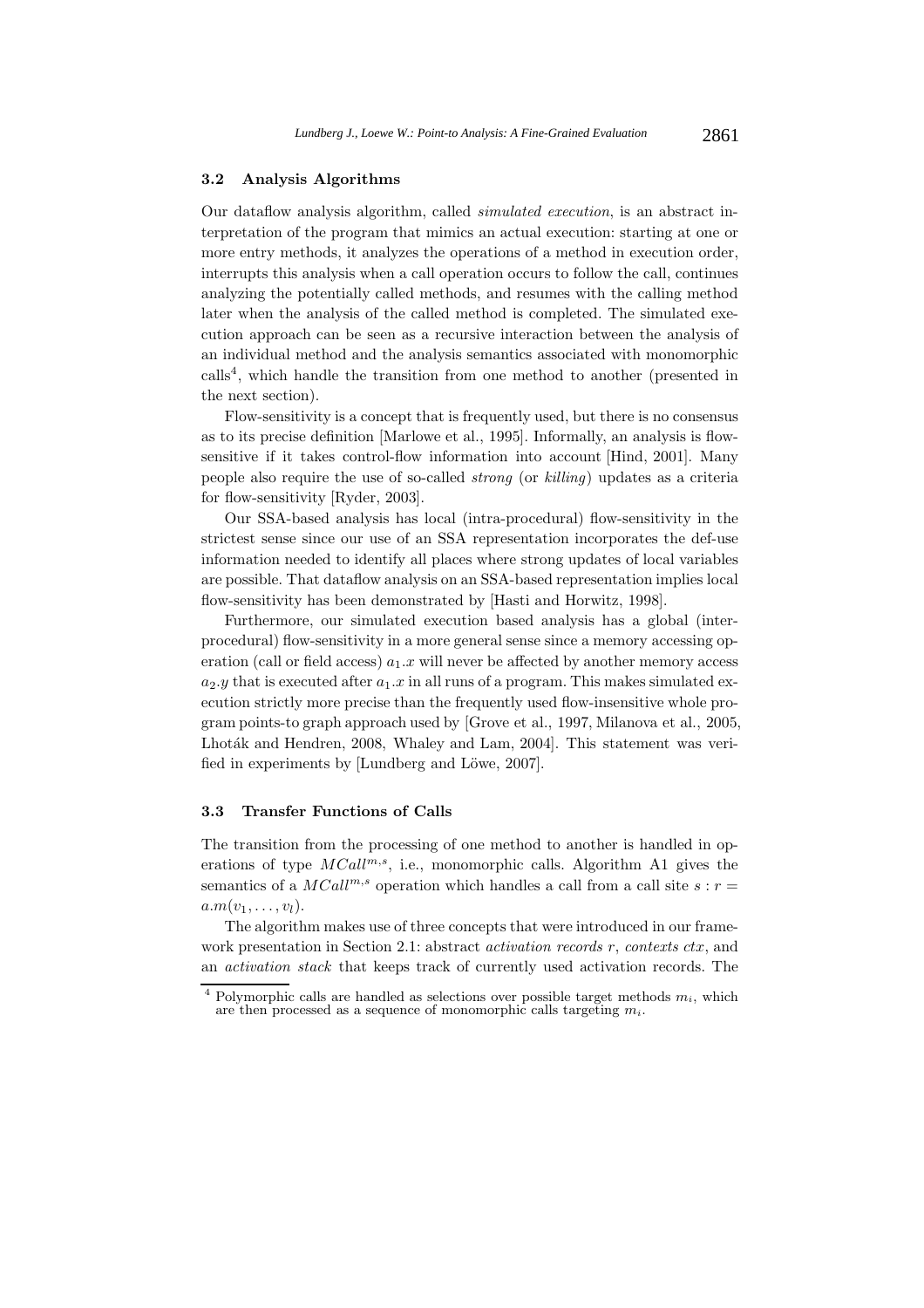### 3.2 Analysis Algorithms

Our dataflow analysis algorithm, called *simulated execution*, is an abstract interpretation of the program that mimics an actual execution: starting at one or more entry methods, it analyzes the operations of a method in execution order, interrupts this analysis when a call operation occurs to follow the call, continues analyzing the potentially called methods, and resumes with the calling method later when the analysis of the called method is completed. The simulated execution approach can be seen as a recursive interaction between the analysis of an individual method and the analysis semantics associated with monomorphic calls[4], which handle the transition from one method to another (presented in the next section).

Flow-sensitivity is a concept that is frequently used, but there is no consensus as to its precise definition [Marlowe et al., 1995]. Informally, an analysis is flow-sensitive if it takes control-flow information into account [Hind, 2001]. Many people also require the use of so-called *strong* (or *killing*) updates as a criteria for flow-sensitivity [Ryder, 2003].

Our SSA-based analysis has local (intra-procedural) flow-sensitivity in the strictest sense since our use of an SSA representation incorporates the def-use information needed to identify all places where strong updates of local variables are possible. That dataflow analysis on an SSA-based representation implies local flow-sensitivity has been demonstrated by [Hasti and Horwitz, 1998].

Furthermore, our simulated execution based analysis has a global (inter-procedural) flow-sensitivity in a more general sense since a memory accessing operation (call or field access) $a_1.x$ will never be affected by another memory access $a_2.y$ that is executed after $a_1.x$ in all runs of a program. This makes simulated execution strictly more precise than the frequently used flow-insensitive whole program points-to graph approach used by [Grove et al., 1997, Milanova et al., 2005, Lhoták and Hendren, 2008, Whaley and Lam, 2004]. This statement was verified in experiments by [Lundberg and Löwe, 2007].

### 3.3 Transfer Functions of Calls

The transition from the processing of one method to another is handled in operations of type $MCall^{m,s}$, i.e., monomorphic calls. Algorithm A1 gives the semantics of a $MCall^{m,s}$ operation which handles a call from a call site $s : r = a.m(v_1, \ldots, v_l)$.

The algorithm makes use of three concepts that were introduced in our framework presentation in Section 2.1: abstract *activation records* $r$, *contexts* $ctx$, and an *activation stack* that keeps track of currently used activation records. The

[4] Polymorphic calls are handled as selections over possible target methods $m_i$, which are then processed as a sequence of monomorphic calls targeting $m_i$.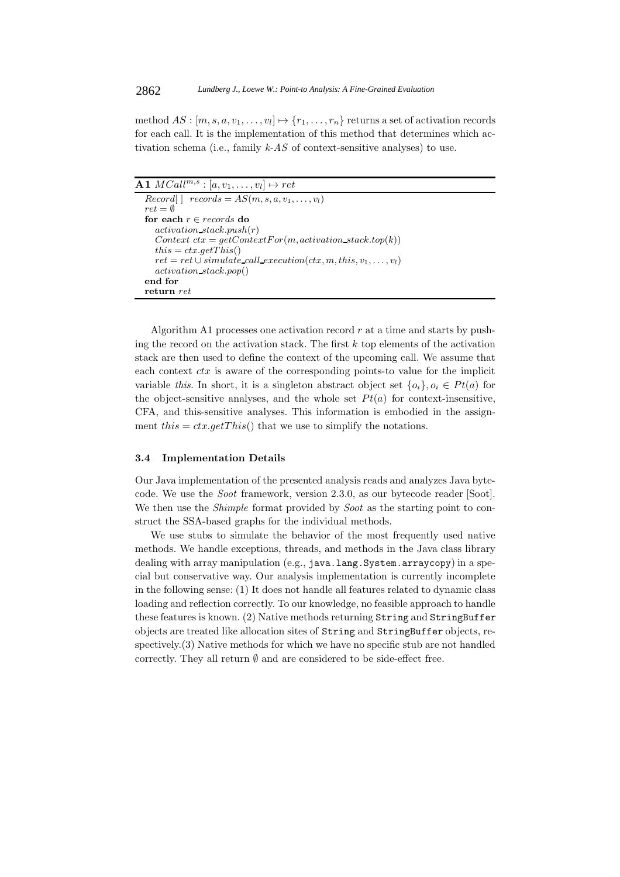method $AS : [m, s, a, v_1, \ldots, v_l] \mapsto \{r_1, \ldots, r_n\}$ returns a set of activation records for each call. It is the implementation of this method that determines which activation schema (i.e., family $k$-$AS$ of context-sensitive analyses) to use.

**A 1** $MCall^{m,s} : [a, v_1, \ldots, v_l] \mapsto ret$

```
Record[ ]  records = AS(m, s, a, v_1, ..., v_l)
ret = ∅
for each r ∈ records do
   activation_stack.push(r)
   Context ctx = getContextFor(m, activation_stack.top(k))
   this = ctx.getThis()
   ret = ret ∪ simulate_call_execution(ctx, m, this, v_1, ..., v_l)
   activation_stack.pop()
end for
return ret
```

Algorithm A1 processes one activation record $r$ at a time and starts by pushing the record on the activation stack. The first $k$ top elements of the activation stack are then used to define the context of the upcoming call. We assume that each context $ctx$ is aware of the corresponding points-to value for the implicit variable *this*. In short, it is a singleton abstract object set $\{o_i\}, o_i \in Pt(a)$ for the object-sensitive analyses, and the whole set $Pt(a)$ for context-insensitive, CFA, and this-sensitive analyses. This information is embodied in the assignment $this = ctx.getThis()$ that we use to simplify the notations.

### 3.4 Implementation Details

Our Java implementation of the presented analysis reads and analyzes Java bytecode. We use the *Soot* framework, version 2.3.0, as our bytecode reader [Soot]. We then use the *Shimple* format provided by *Soot* as the starting point to construct the SSA-based graphs for the individual methods.

We use stubs to simulate the behavior of the most frequently used native methods. We handle exceptions, threads, and methods in the Java class library dealing with array manipulation (e.g., `java.lang.System.arraycopy`) in a special but conservative way. Our analysis implementation is currently incomplete in the following sense: (1) It does not handle all features related to dynamic class loading and reflection correctly. To our knowledge, no feasible approach to handle these features is known. (2) Native methods returning `String` and `StringBuffer` objects are treated like allocation sites of `String` and `StringBuffer` objects, respectively.(3) Native methods for which we have no specific stub are not handled correctly. They all return $\emptyset$ and are considered to be side-effect free.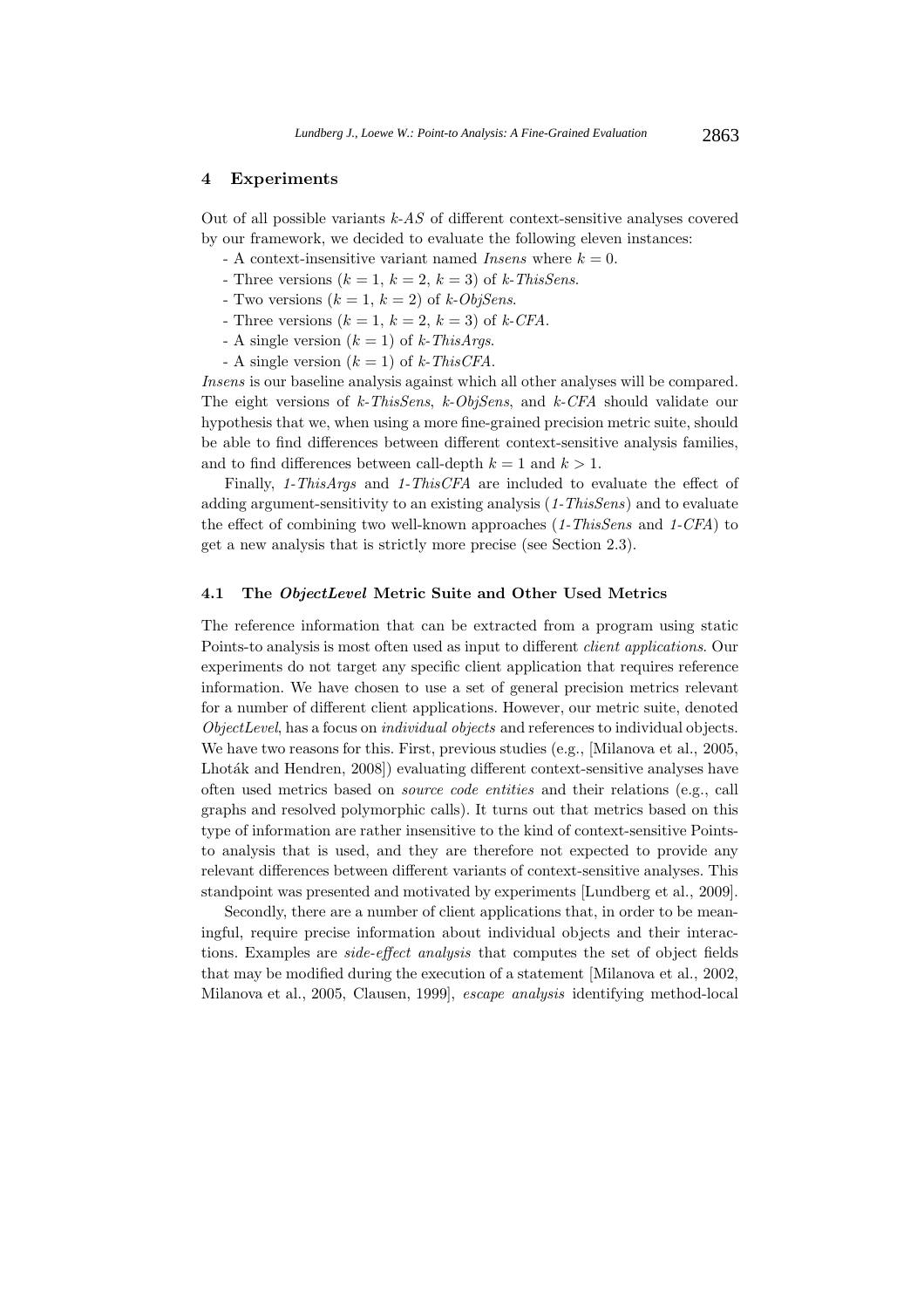## 4 Experiments

Out of all possible variants *k-AS* of different context-sensitive analyses covered by our framework, we decided to evaluate the following eleven instances:

- A context-insensitive variant named *Insens* where $k = 0$.
- Three versions ($k = 1$, $k = 2$, $k = 3$) of *k-ThisSens*.
- Two versions ($k = 1$, $k = 2$) of *k-ObjSens*.
- Three versions ($k = 1$, $k = 2$, $k = 3$) of *k-CFA*.
- A single version ($k = 1$) of *k-ThisArgs*.
- A single version ($k = 1$) of *k-ThisCFA*.

*Insens* is our baseline analysis against which all other analyses will be compared. The eight versions of *k-ThisSens*, *k-ObjSens*, and *k-CFA* should validate our hypothesis that we, when using a more fine-grained precision metric suite, should be able to find differences between different context-sensitive analysis families, and to find differences between call-depth $k = 1$ and $k > 1$.

Finally, *1-ThisArgs* and *1-ThisCFA* are included to evaluate the effect of adding argument-sensitivity to an existing analysis (*1-ThisSens*) and to evaluate the effect of combining two well-known approaches (*1-ThisSens* and *1-CFA*) to get a new analysis that is strictly more precise (see Section 2.3).

### 4.1 The *ObjectLevel* Metric Suite and Other Used Metrics

The reference information that can be extracted from a program using static Points-to analysis is most often used as input to different *client applications*. Our experiments do not target any specific client application that requires reference information. We have chosen to use a set of general precision metrics relevant for a number of different client applications. However, our metric suite, denoted *ObjectLevel*, has a focus on *individual objects* and references to individual objects. We have two reasons for this. First, previous studies (e.g., [Milanova et al., 2005, Lhoták and Hendren, 2008]) evaluating different context-sensitive analyses have often used metrics based on *source code entities* and their relations (e.g., call graphs and resolved polymorphic calls). It turns out that metrics based on this type of information are rather insensitive to the kind of context-sensitive Points-to analysis that is used, and they are therefore not expected to provide any relevant differences between different variants of context-sensitive analyses. This standpoint was presented and motivated by experiments [Lundberg et al., 2009].

Secondly, there are a number of client applications that, in order to be meaningful, require precise information about individual objects and their interactions. Examples are *side-effect analysis* that computes the set of object fields that may be modified during the execution of a statement [Milanova et al., 2002, Milanova et al., 2005, Clausen, 1999], *escape analysis* identifying method-local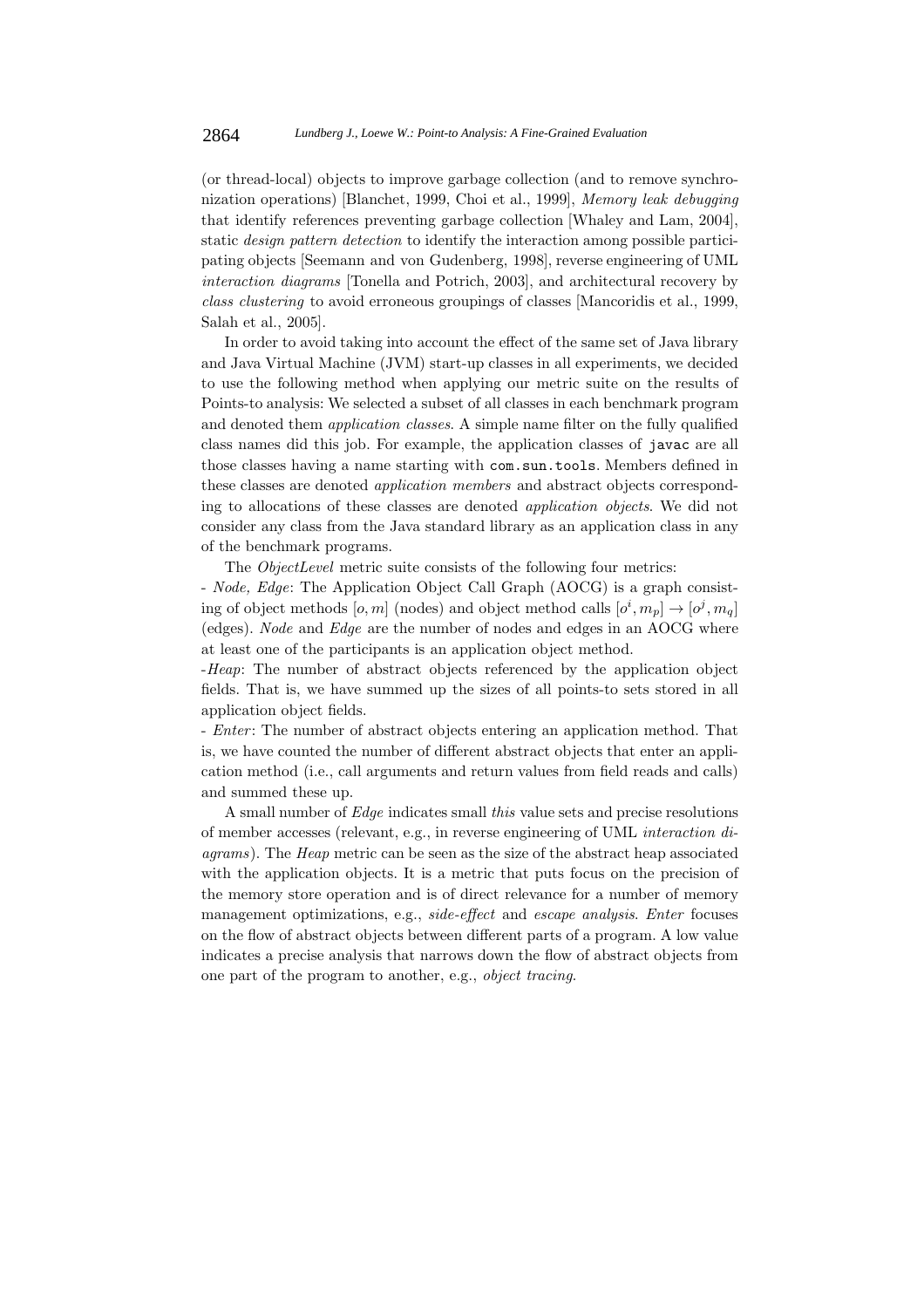(or thread-local) objects to improve garbage collection (and to remove synchronization operations) [Blanchet, 1999, Choi et al., 1999], *Memory leak debugging* that identify references preventing garbage collection [Whaley and Lam, 2004], static *design pattern detection* to identify the interaction among possible participating objects [Seemann and von Gudenberg, 1998], reverse engineering of UML *interaction diagrams* [Tonella and Potrich, 2003], and architectural recovery by *class clustering* to avoid erroneous groupings of classes [Mancoridis et al., 1999, Salah et al., 2005].

In order to avoid taking into account the effect of the same set of Java library and Java Virtual Machine (JVM) start-up classes in all experiments, we decided to use the following method when applying our metric suite on the results of Points-to analysis: We selected a subset of all classes in each benchmark program and denoted them *application classes*. A simple name filter on the fully qualified class names did this job. For example, the application classes of `javac` are all those classes having a name starting with `com.sun.tools`. Members defined in these classes are denoted *application members* and abstract objects corresponding to allocations of these classes are denoted *application objects*. We did not consider any class from the Java standard library as an application class in any of the benchmark programs.

The *ObjectLevel* metric suite consists of the following four metrics:

- *Node, Edge*: The Application Object Call Graph (AOCG) is a graph consisting of object methods $[o, m]$ (nodes) and object method calls $[o^i, m_p] \rightarrow [o^j, m_q]$ (edges). *Node* and *Edge* are the number of nodes and edges in an AOCG where at least one of the participants is an application object method.
- *Heap*: The number of abstract objects referenced by the application object fields. That is, we have summed up the sizes of all points-to sets stored in all application object fields.
- *Enter*: The number of abstract objects entering an application method. That is, we have counted the number of different abstract objects that enter an application method (i.e., call arguments and return values from field reads and calls) and summed these up.

A small number of *Edge* indicates small *this* value sets and precise resolutions of member accesses (relevant, e.g., in reverse engineering of UML *interaction diagrams*). The *Heap* metric can be seen as the size of the abstract heap associated with the application objects. It is a metric that puts focus on the precision of the memory store operation and is of direct relevance for a number of memory management optimizations, e.g., *side-effect* and *escape analysis*. *Enter* focuses on the flow of abstract objects between different parts of a program. A low value indicates a precise analysis that narrows down the flow of abstract objects from one part of the program to another, e.g., *object tracing*.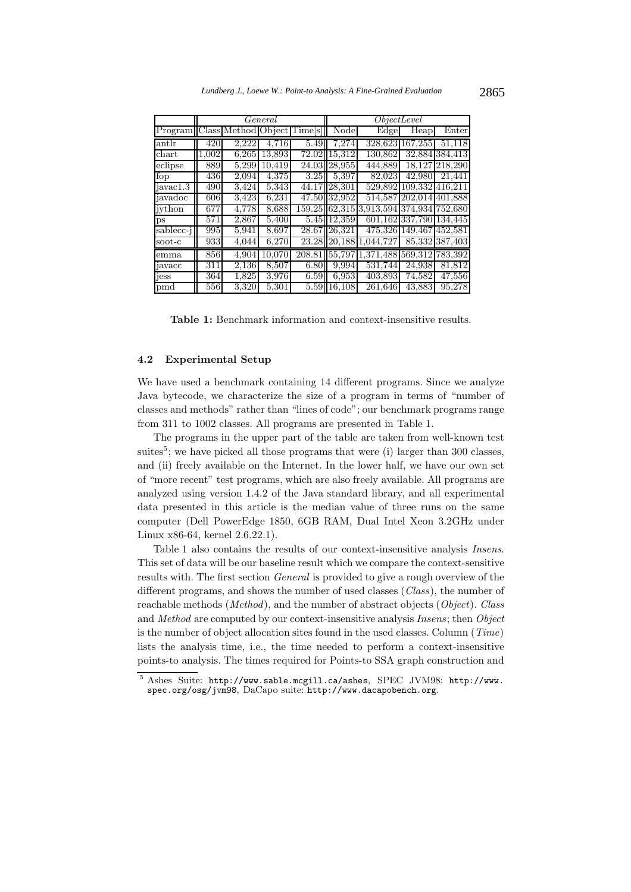| | *General* | | | | *ObjectLevel* | | | |
|---|---|---|---|---|---|---|---|---|
| Program | Class | Method | Object | Time[s] | Node | Edge | Heap | Enter |
| antlr | 420 | 2,222 | 4,716 | 5.49 | 7,274 | 328,623 | 167,255 | 51,118 |
| chart | 1,002 | 6,265 | 13,893 | 72.02 | 15,312 | 130,862 | 32,884 | 384,413 |
| eclipse | 889 | 5,299 | 10,419 | 24.03 | 28,955 | 444,889 | 18,127 | 218,290 |
| fop | 436 | 2,094 | 4,375 | 3.25 | 5,397 | 82,023 | 42,980 | 21,441 |
| javac1.3 | 490 | 3,424 | 5,343 | 44.17 | 28,301 | 529,892 | 109,332 | 416,211 |
| javadoc | 606 | 3,423 | 6,231 | 47.50 | 32,952 | 514,587 | 202,014 | 401,888 |
| jython | 677 | 4,778 | 8,688 | 159.25 | 62,315 | 3,913,594 | 374,934 | 752,680 |
| ps | 571 | 2,867 | 5,400 | 5.45 | 12,359 | 601,162 | 337,790 | 134,445 |
| sablecc-j | 995 | 5,941 | 8,697 | 28.67 | 26,321 | 475,326 | 149,467 | 452,581 |
| soot-c | 933 | 4,044 | 6,270 | 23.28 | 20,188 | 1,044,727 | 85,332 | 387,403 |
| emma | 856 | 4,904 | 10,070 | 208.81 | 55,797 | 1,371,488 | 569,312 | 783,392 |
| javacc | 311 | 2,136 | 8,507 | 6.80 | 9,994 | 531,744 | 24,938 | 81,812 |
| jess | 364 | 1,825 | 3,976 | 6.59 | 6,953 | 403,893 | 74,582 | 47,556 |
| pmd | 556 | 3,320 | 5,301 | 5.59 | 16,108 | 261,646 | 43,883 | 95,278 |

**Table 1:** Benchmark information and context-insensitive results.

### 4.2 Experimental Setup

We have used a benchmark containing 14 different programs. Since we analyze Java bytecode, we characterize the size of a program in terms of "number of classes and methods" rather than "lines of code"; our benchmark programs range from 311 to 1002 classes. All programs are presented in Table 1.

The programs in the upper part of the table are taken from well-known test suites[5]; we have picked all those programs that were (i) larger than 300 classes, and (ii) freely available on the Internet. In the lower half, we have our own set of "more recent" test programs, which are also freely available. All programs are analyzed using version 1.4.2 of the Java standard library, and all experimental data presented in this article is the median value of three runs on the same computer (Dell PowerEdge 1850, 6GB RAM, Dual Intel Xeon 3.2GHz under Linux x86-64, kernel 2.6.22.1).

Table 1 also contains the results of our context-insensitive analysis *Insens*. This set of data will be our baseline result which we compare the context-sensitive results with. The first section *General* is provided to give a rough overview of the different programs, and shows the number of used classes (*Class*), the number of reachable methods (*Method*), and the number of abstract objects (*Object*). *Class* and *Method* are computed by our context-insensitive analysis *Insens*; then *Object* is the number of object allocation sites found in the used classes. Column (*Time*) lists the analysis time, i.e., the time needed to perform a context-insensitive points-to analysis. The times required for Points-to SSA graph construction and

[5] Ashes Suite: http://www.sable.mcgill.ca/ashes, SPEC JVM98: http://www.spec.org/osg/jvm98, DaCapo suite: http://www.dacapobench.org.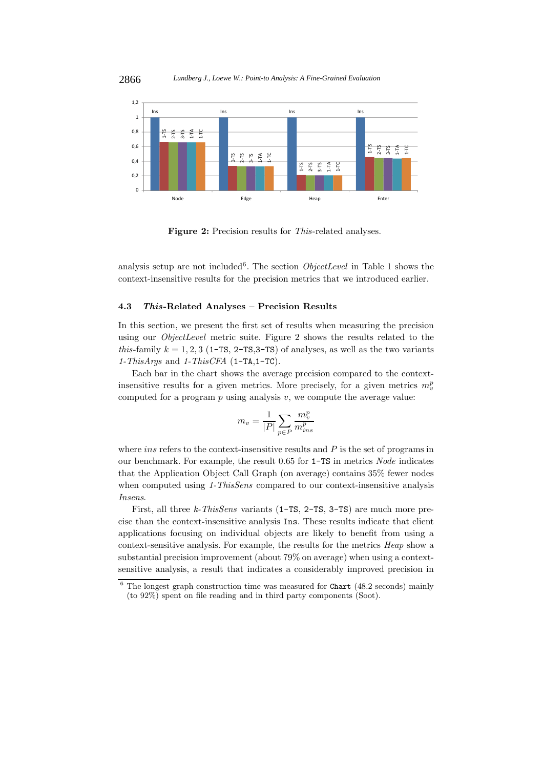Figure 2: Precision results for *This*-related analyses.

analysis setup are not included[6]. The section *ObjectLevel* in Table 1 shows the context-insensitive results for the precision metrics that we introduced earlier.

### 4.3 *This*-Related Analyses – Precision Results

In this section, we present the first set of results when measuring the precision using our *ObjectLevel* metric suite. Figure 2 shows the results related to the *this*-family $k = 1, 2, 3$ (`1-TS`, `2-TS`,`3-TS`) of analyses, as well as the two variants *1-ThisArgs* and *1-ThisCFA* (`1-TA`,`1-TC`).

Each bar in the chart shows the average precision compared to the context-insensitive results for a given metrics. More precisely, for a given metrics $m_v^p$ computed for a program $p$ using analysis $v$, we compute the average value:

$$m_v = \frac{1}{|P|} \sum_{p \in P} \frac{m_v^p}{m_{ins}^p}$$

where *ins* refers to the context-insensitive results and $P$ is the set of programs in our benchmark. For example, the result 0.65 for `1-TS` in metrics *Node* indicates that the Application Object Call Graph (on average) contains 35% fewer nodes when computed using *1-ThisSens* compared to our context-insensitive analysis *Insens*.

First, all three *k-ThisSens* variants (`1-TS`, `2-TS`, `3-TS`) are much more precise than the context-insensitive analysis `Ins`. These results indicate that client applications focusing on individual objects are likely to benefit from using a context-sensitive analysis. For example, the results for the metrics *Heap* show a substantial precision improvement (about 79% on average) when using a context-sensitive analysis, a result that indicates a considerably improved precision in

[6] The longest graph construction time was measured for `Chart` (48.2 seconds) mainly (to 92%) spent on file reading and in third party components (Soot).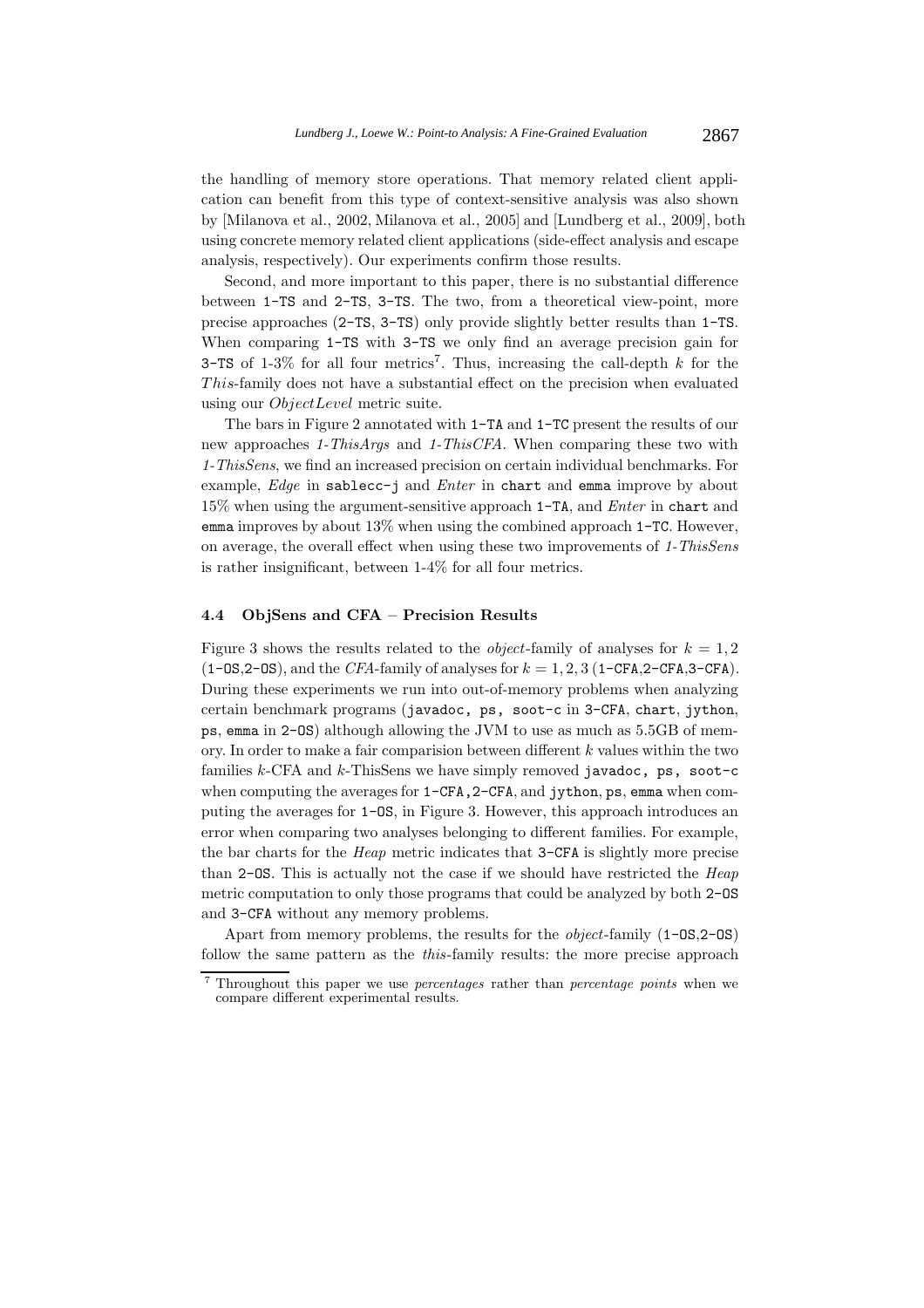the handling of memory store operations. That memory related client application can benefit from this type of context-sensitive analysis was also shown by [Milanova et al., 2002, Milanova et al., 2005] and [Lundberg et al., 2009], both using concrete memory related client applications (side-effect analysis and escape analysis, respectively). Our experiments confirm those results.

Second, and more important to this paper, there is no substantial difference between `1-TS` and `2-TS`, `3-TS`. The two, from a theoretical view-point, more precise approaches (`2-TS`, `3-TS`) only provide slightly better results than `1-TS`. When comparing `1-TS` with `3-TS` we only find an average precision gain for `3-TS` of 1-3% for all four metrics[7]. Thus, increasing the call-depth $k$ for the *This*-family does not have a substantial effect on the precision when evaluated using our *ObjectLevel* metric suite.

The bars in Figure 2 annotated with `1-TA` and `1-TC` present the results of our new approaches *1-ThisArgs* and *1-ThisCFA*. When comparing these two with *1-ThisSens*, we find an increased precision on certain individual benchmarks. For example, *Edge* in `sablecc-j` and *Enter* in `chart` and `emma` improve by about 15% when using the argument-sensitive approach `1-TA`, and *Enter* in `chart` and `emma` improves by about 13% when using the combined approach `1-TC`. However, on average, the overall effect when using these two improvements of *1-ThisSens* is rather insignificant, between 1-4% for all four metrics.

### 4.4 ObjSens and CFA – Precision Results

Figure 3 shows the results related to the *object*-family of analyses for $k = 1, 2$ (`1-OS`,`2-OS`), and the *CFA*-family of analyses for $k = 1, 2, 3$ (`1-CFA`,`2-CFA`,`3-CFA`). During these experiments we run into out-of-memory problems when analyzing certain benchmark programs (`javadoc, ps, soot-c` in `3-CFA`, `chart`, `jython`, `ps`, `emma` in `2-OS`) although allowing the JVM to use as much as 5.5GB of memory. In order to make a fair comparision between different $k$ values within the two families $k$-CFA and $k$-ThisSens we have simply removed `javadoc, ps, soot-c` when computing the averages for `1-CFA,2-CFA`, and `jython`, `ps`, `emma` when computing the averages for `1-OS`, in Figure 3. However, this approach introduces an error when comparing two analyses belonging to different families. For example, the bar charts for the *Heap* metric indicates that `3-CFA` is slightly more precise than `2-OS`. This is actually not the case if we should have restricted the *Heap* metric computation to only those programs that could be analyzed by both `2-OS` and `3-CFA` without any memory problems.

Apart from memory problems, the results for the *object*-family (`1-OS`,`2-OS`) follow the same pattern as the *this*-family results: the more precise approach

[7] Throughout this paper we use *percentages* rather than *percentage points* when we compare different experimental results.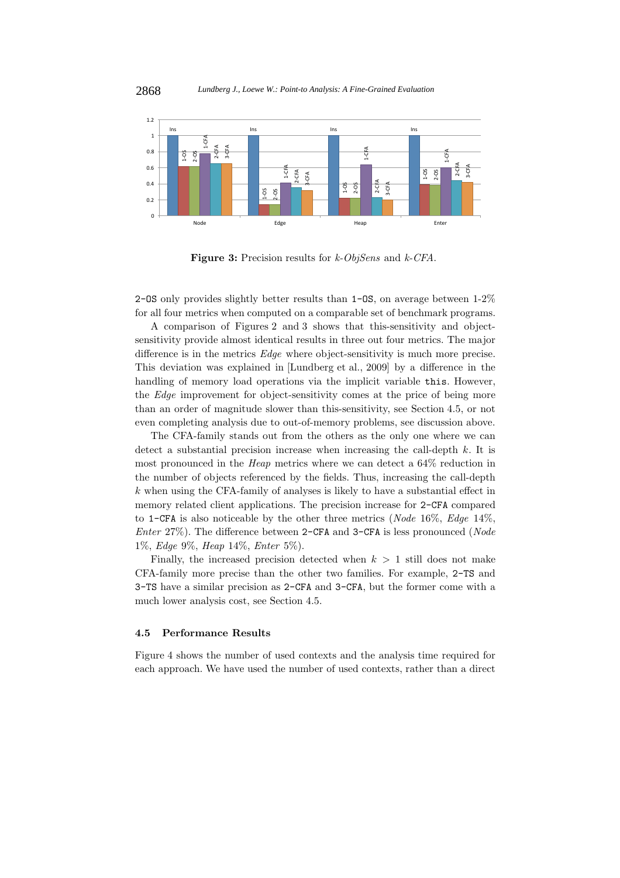**Figure 3:** Precision results for *k-ObjSens* and *k-CFA*.

2-OS only provides slightly better results than 1-OS, on average between 1-2% for all four metrics when computed on a comparable set of benchmark programs.

A comparison of Figures 2 and 3 shows that this-sensitivity and object-sensitivity provide almost identical results in three out four metrics. The major difference is in the metrics *Edge* where object-sensitivity is much more precise. This deviation was explained in [Lundberg et al., 2009] by a difference in the handling of memory load operations via the implicit variable `this`. However, the *Edge* improvement for object-sensitivity comes at the price of being more than an order of magnitude slower than this-sensitivity, see Section 4.5, or not even completing analysis due to out-of-memory problems, see discussion above.

The CFA-family stands out from the others as the only one where we can detect a substantial precision increase when increasing the call-depth $k$. It is most pronounced in the *Heap* metrics where we can detect a 64% reduction in the number of objects referenced by the fields. Thus, increasing the call-depth $k$ when using the CFA-family of analyses is likely to have a substantial effect in memory related client applications. The precision increase for 2-CFA compared to 1-CFA is also noticeable by the other three metrics (*Node* 16%, *Edge* 14%, *Enter* 27%). The difference between 2-CFA and 3-CFA is less pronounced (*Node* 1%, *Edge* 9%, *Heap* 14%, *Enter* 5%).

Finally, the increased precision detected when $k > 1$ still does not make CFA-family more precise than the other two families. For example, 2-TS and 3-TS have a similar precision as 2-CFA and 3-CFA, but the former come with a much lower analysis cost, see Section 4.5.

### 4.5 Performance Results

Figure 4 shows the number of used contexts and the analysis time required for each approach. We have used the number of used contexts, rather than a direct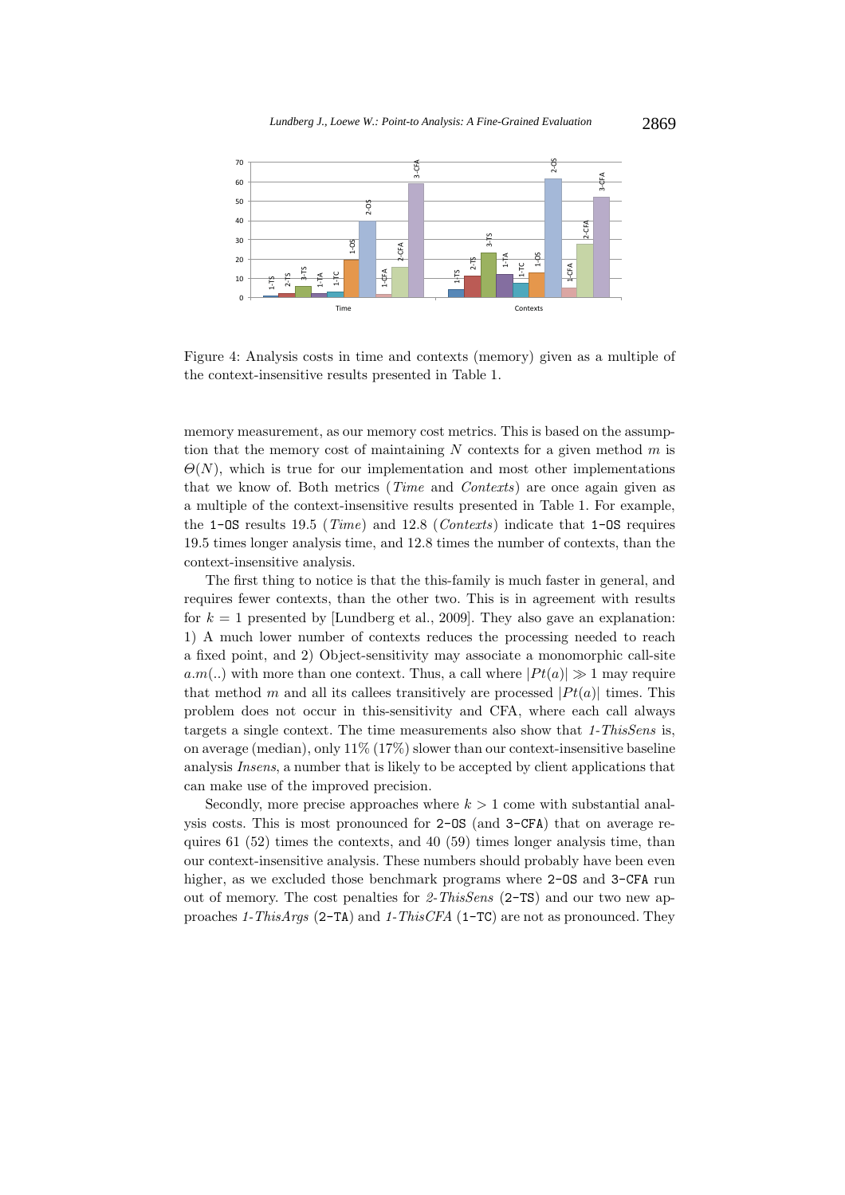Figure 4: Analysis costs in time and contexts (memory) given as a multiple of the context-insensitive results presented in Table 1.

memory measurement, as our memory cost metrics. This is based on the assumption that the memory cost of maintaining $N$ contexts for a given method $m$ is $\Theta(N)$, which is true for our implementation and most other implementations that we know of. Both metrics (*Time* and *Contexts*) are once again given as a multiple of the context-insensitive results presented in Table 1. For example, the `1-OS` results 19.5 (*Time*) and 12.8 (*Contexts*) indicate that `1-OS` requires 19.5 times longer analysis time, and 12.8 times the number of contexts, than the context-insensitive analysis.

The first thing to notice is that the this-family is much faster in general, and requires fewer contexts, than the other two. This is in agreement with results for $k = 1$ presented by [Lundberg et al., 2009]. They also gave an explanation: 1) A much lower number of contexts reduces the processing needed to reach a fixed point, and 2) Object-sensitivity may associate a monomorphic call-site $a.m(..)$ with more than one context. Thus, a call where $|Pt(a)| \gg 1$ may require that method $m$ and all its callees transitively are processed $|Pt(a)|$ times. This problem does not occur in this-sensitivity and CFA, where each call always targets a single context. The time measurements also show that *1-ThisSens* is, on average (median), only 11% (17%) slower than our context-insensitive baseline analysis *Insens*, a number that is likely to be accepted by client applications that can make use of the improved precision.

Secondly, more precise approaches where $k > 1$ come with substantial analysis costs. This is most pronounced for `2-OS` (and `3-CFA`) that on average requires 61 (52) times the contexts, and 40 (59) times longer analysis time, than our context-insensitive analysis. These numbers should probably have been even higher, as we excluded those benchmark programs where `2-OS` and `3-CFA` run out of memory. The cost penalties for *2-ThisSens* (`2-TS`) and our two new approaches *1-ThisArgs* (`2-TA`) and *1-ThisCFA* (`1-TC`) are not as pronounced. They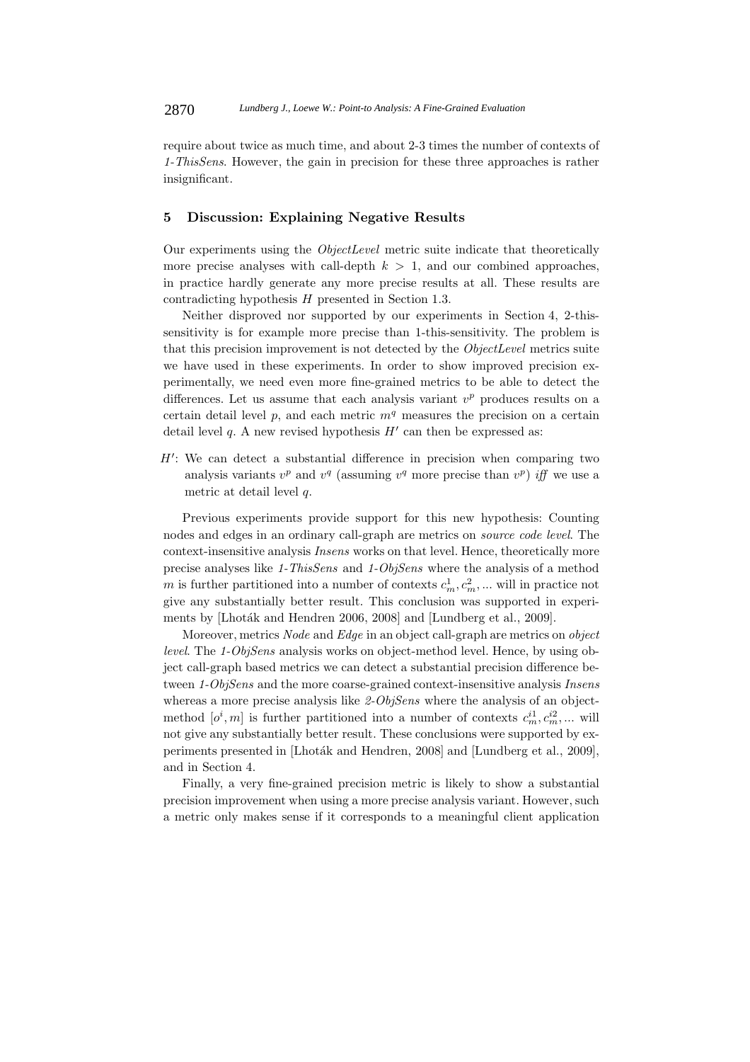require about twice as much time, and about 2-3 times the number of contexts of *1-ThisSens*. However, the gain in precision for these three approaches is rather insignificant.

## 5 Discussion: Explaining Negative Results

Our experiments using the *ObjectLevel* metric suite indicate that theoretically more precise analyses with call-depth $k > 1$, and our combined approaches, in practice hardly generate any more precise results at all. These results are contradicting hypothesis $H$ presented in Section 1.3.

Neither disproved nor supported by our experiments in Section 4, 2-this-sensitivity is for example more precise than 1-this-sensitivity. The problem is that this precision improvement is not detected by the *ObjectLevel* metrics suite we have used in these experiments. In order to show improved precision experimentally, we need even more fine-grained metrics to be able to detect the differences. Let us assume that each analysis variant $v^p$ produces results on a certain detail level $p$, and each metric $m^q$ measures the precision on a certain detail level $q$. A new revised hypothesis $H'$ can then be expressed as:

$H'$: We can detect a substantial difference in precision when comparing two analysis variants $v^p$ and $v^q$ (assuming $v^q$ more precise than $v^p$) *iff* we use a metric at detail level $q$.

Previous experiments provide support for this new hypothesis: Counting nodes and edges in an ordinary call-graph are metrics on *source code level*. The context-insensitive analysis *Insens* works on that level. Hence, theoretically more precise analyses like *1-ThisSens* and *1-ObjSens* where the analysis of a method $m$ is further partitioned into a number of contexts $c_m^1, c_m^2, ...$ will in practice not give any substantially better result. This conclusion was supported in experiments by [Lhoták and Hendren 2006, 2008] and [Lundberg et al., 2009].

Moreover, metrics *Node* and *Edge* in an object call-graph are metrics on *object level*. The *1-ObjSens* analysis works on object-method level. Hence, by using object call-graph based metrics we can detect a substantial precision difference between *1-ObjSens* and the more coarse-grained context-insensitive analysis *Insens* whereas a more precise analysis like *2-ObjSens* where the analysis of an object-method $[o^i, m]$ is further partitioned into a number of contexts $c_m^{i1}, c_m^{i2}, ...$ will not give any substantially better result. These conclusions were supported by experiments presented in [Lhoták and Hendren, 2008] and [Lundberg et al., 2009], and in Section 4.

Finally, a very fine-grained precision metric is likely to show a substantial precision improvement when using a more precise analysis variant. However, such a metric only makes sense if it corresponds to a meaningful client application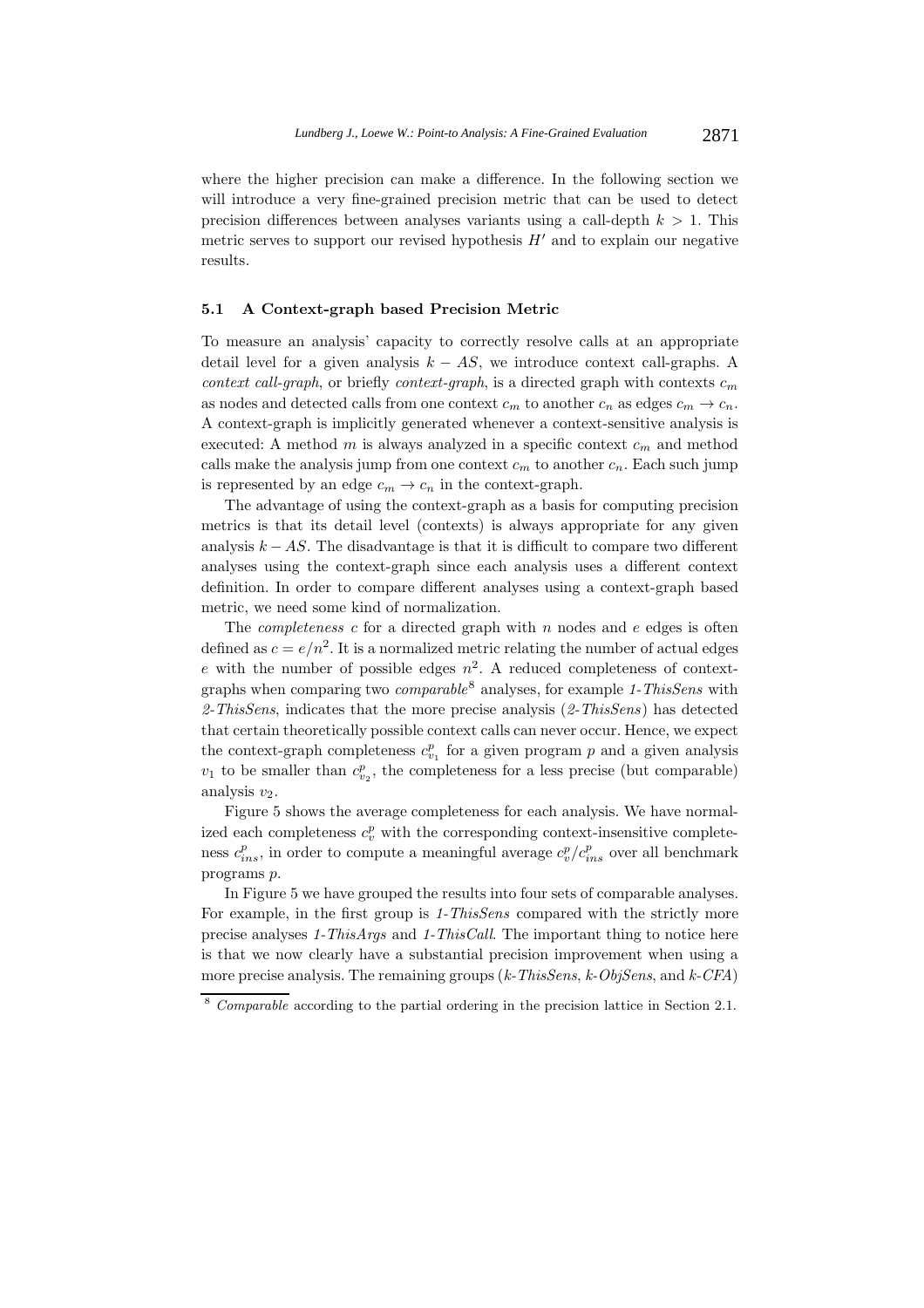where the higher precision can make a difference. In the following section we will introduce a very fine-grained precision metric that can be used to detect precision differences between analyses variants using a call-depth $k > 1$. This metric serves to support our revised hypothesis $H'$ and to explain our negative results.

### 5.1 A Context-graph based Precision Metric

To measure an analysis' capacity to correctly resolve calls at an appropriate detail level for a given analysis $k - AS$, we introduce context call-graphs. A *context call-graph*, or briefly *context-graph*, is a directed graph with contexts $c_m$ as nodes and detected calls from one context $c_m$ to another $c_n$ as edges $c_m \rightarrow c_n$. A context-graph is implicitly generated whenever a context-sensitive analysis is executed: A method $m$ is always analyzed in a specific context $c_m$ and method calls make the analysis jump from one context $c_m$ to another $c_n$. Each such jump is represented by an edge $c_m \rightarrow c_n$ in the context-graph.

The advantage of using the context-graph as a basis for computing precision metrics is that its detail level (contexts) is always appropriate for any given analysis $k - AS$. The disadvantage is that it is difficult to compare two different analyses using the context-graph since each analysis uses a different context definition. In order to compare different analyses using a context-graph based metric, we need some kind of normalization.

The *completeness* $c$ for a directed graph with $n$ nodes and $e$ edges is often defined as $c = e/n^2$. It is a normalized metric relating the number of actual edges $e$ with the number of possible edges $n^2$. A reduced completeness of context-graphs when comparing two *comparable*[8] analyses, for example *1-ThisSens* with *2-ThisSens*, indicates that the more precise analysis (*2-ThisSens*) has detected that certain theoretically possible context calls can never occur. Hence, we expect the context-graph completeness $c^p_{v_1}$ for a given program $p$ and a given analysis $v_1$ to be smaller than $c^p_{v_2}$, the completeness for a less precise (but comparable) analysis $v_2$.

Figure 5 shows the average completeness for each analysis. We have normalized each completeness $c^p_v$ with the corresponding context-insensitive completeness $c^p_{ins}$, in order to compute a meaningful average $c^p_v/c^p_{ins}$ over all benchmark programs $p$.

In Figure 5 we have grouped the results into four sets of comparable analyses. For example, in the first group is *1-ThisSens* compared with the strictly more precise analyses *1-ThisArgs* and *1-ThisCall*. The important thing to notice here is that we now clearly have a substantial precision improvement when using a more precise analysis. The remaining groups (*k-ThisSens*, *k-ObjSens*, and *k-CFA*)

[8] *Comparable* according to the partial ordering in the precision lattice in Section 2.1.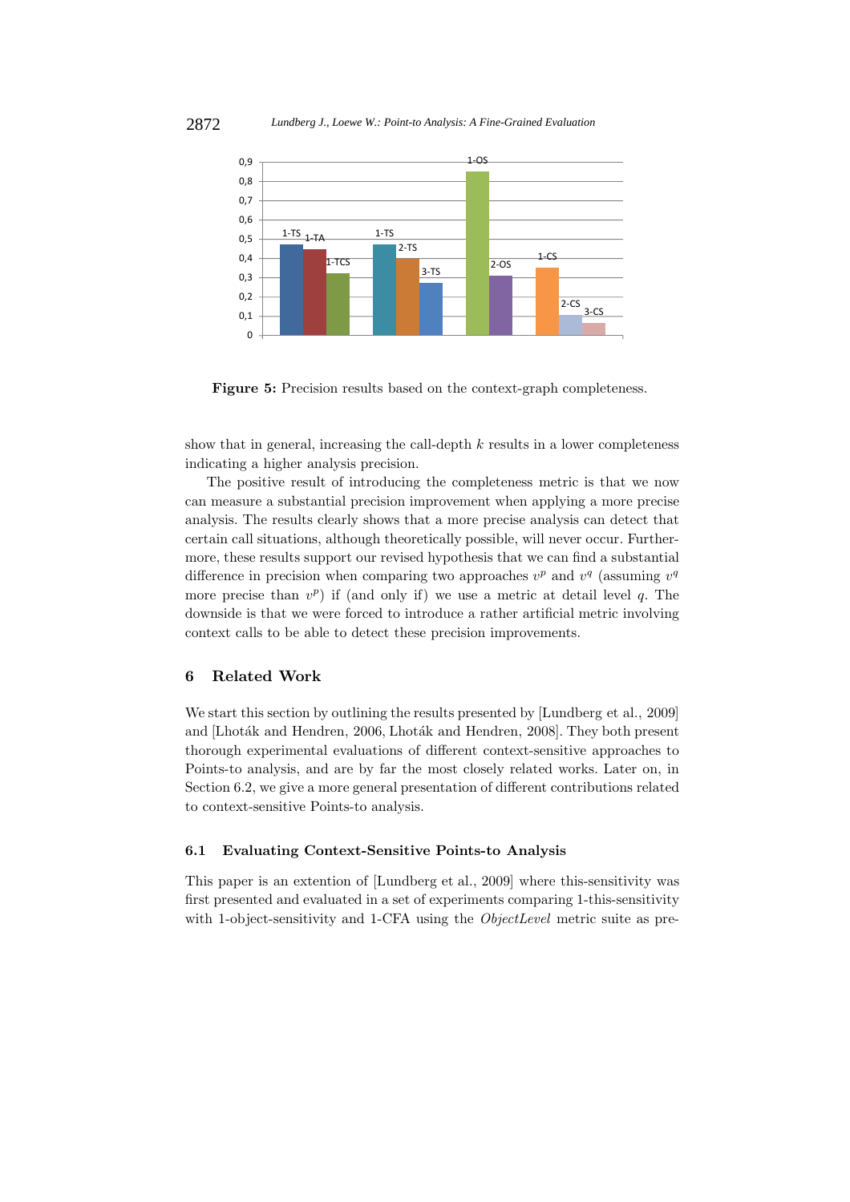**Figure 5:** Precision results based on the context-graph completeness.

show that in general, increasing the call-depth $k$ results in a lower completeness indicating a higher analysis precision.

The positive result of introducing the completeness metric is that we now can measure a substantial precision improvement when applying a more precise analysis. The results clearly shows that a more precise analysis can detect that certain call situations, although theoretically possible, will never occur. Furthermore, these results support our revised hypothesis that we can find a substantial difference in precision when comparing two approaches $v^p$ and $v^q$ (assuming $v^q$ more precise than $v^p$) if (and only if) we use a metric at detail level $q$. The downside is that we were forced to introduce a rather artificial metric involving context calls to be able to detect these precision improvements.

## 6 Related Work

We start this section by outlining the results presented by [Lundberg et al., 2009] and [Lhoták and Hendren, 2006, Lhoták and Hendren, 2008]. They both present thorough experimental evaluations of different context-sensitive approaches to Points-to analysis, and are by far the most closely related works. Later on, in Section 6.2, we give a more general presentation of different contributions related to context-sensitive Points-to analysis.

### 6.1 Evaluating Context-Sensitive Points-to Analysis

This paper is an extention of [Lundberg et al., 2009] where this-sensitivity was first presented and evaluated in a set of experiments comparing 1-this-sensitivity with 1-object-sensitivity and 1-CFA using the *ObjectLevel* metric suite as pre-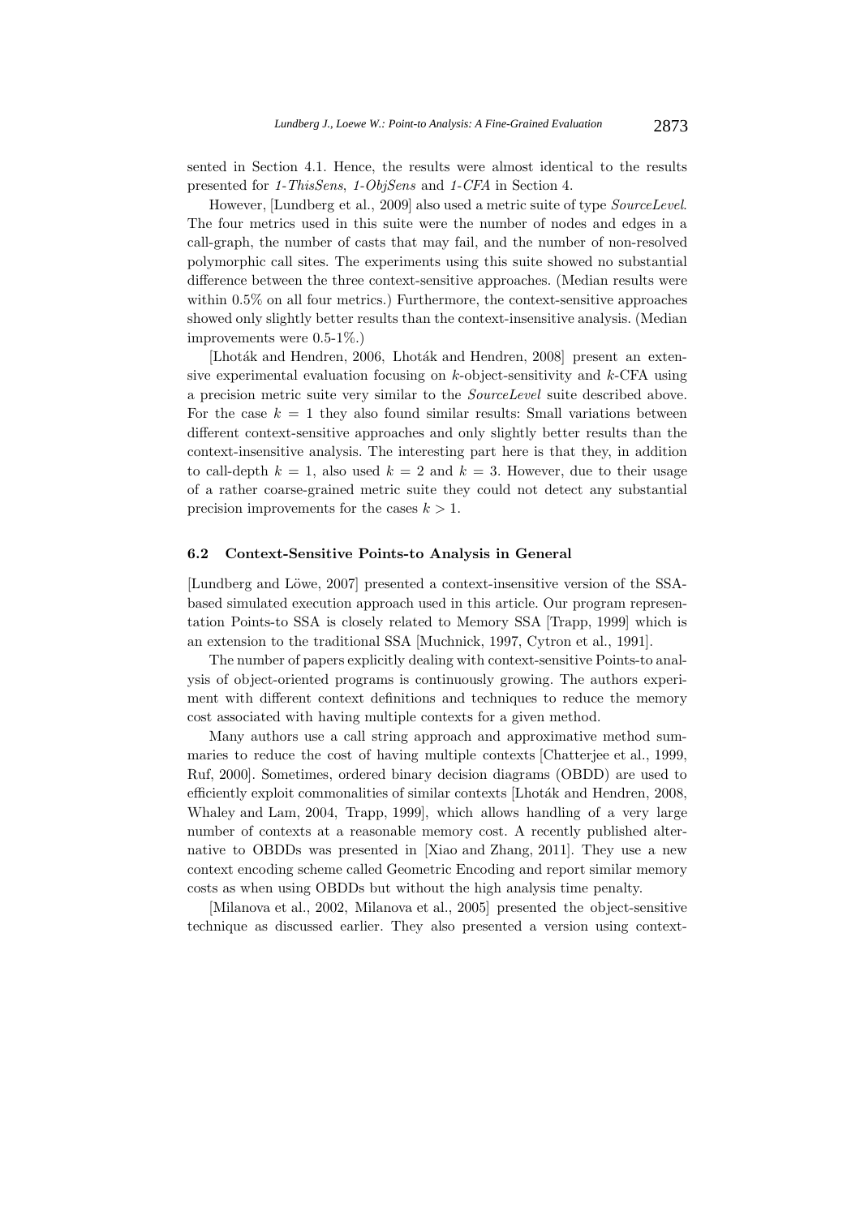sented in Section 4.1. Hence, the results were almost identical to the results presented for *1-ThisSens*, *1-ObjSens* and *1-CFA* in Section 4.

However, [Lundberg et al., 2009] also used a metric suite of type *SourceLevel*. The four metrics used in this suite were the number of nodes and edges in a call-graph, the number of casts that may fail, and the number of non-resolved polymorphic call sites. The experiments using this suite showed no substantial difference between the three context-sensitive approaches. (Median results were within 0.5% on all four metrics.) Furthermore, the context-sensitive approaches showed only slightly better results than the context-insensitive analysis. (Median improvements were 0.5-1%.)

[Lhoták and Hendren, 2006, Lhoták and Hendren, 2008] present an extensive experimental evaluation focusing on $k$-object-sensitivity and $k$-CFA using a precision metric suite very similar to the *SourceLevel* suite described above. For the case $k = 1$ they also found similar results: Small variations between different context-sensitive approaches and only slightly better results than the context-insensitive analysis. The interesting part here is that they, in addition to call-depth $k = 1$, also used $k = 2$ and $k = 3$. However, due to their usage of a rather coarse-grained metric suite they could not detect any substantial precision improvements for the cases $k > 1$.

### 6.2 Context-Sensitive Points-to Analysis in General

[Lundberg and Löwe, 2007] presented a context-insensitive version of the SSA-based simulated execution approach used in this article. Our program representation Points-to SSA is closely related to Memory SSA [Trapp, 1999] which is an extension to the traditional SSA [Muchnick, 1997, Cytron et al., 1991].

The number of papers explicitly dealing with context-sensitive Points-to analysis of object-oriented programs is continuously growing. The authors experiment with different context definitions and techniques to reduce the memory cost associated with having multiple contexts for a given method.

Many authors use a call string approach and approximative method summaries to reduce the cost of having multiple contexts [Chatterjee et al., 1999, Ruf, 2000]. Sometimes, ordered binary decision diagrams (OBDD) are used to efficiently exploit commonalities of similar contexts [Lhoták and Hendren, 2008, Whaley and Lam, 2004, Trapp, 1999], which allows handling of a very large number of contexts at a reasonable memory cost. A recently published alternative to OBDDs was presented in [Xiao and Zhang, 2011]. They use a new context encoding scheme called Geometric Encoding and report similar memory costs as when using OBDDs but without the high analysis time penalty.

[Milanova et al., 2002, Milanova et al., 2005] presented the object-sensitive technique as discussed earlier. They also presented a version using context-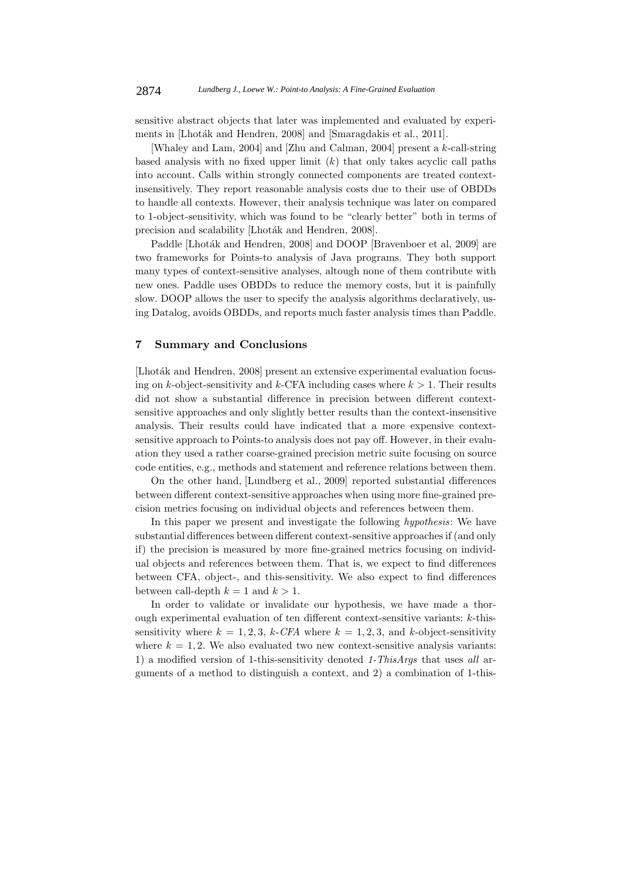sensitive abstract objects that later was implemented and evaluated by experiments in [Lhoták and Hendren, 2008] and [Smaragdakis et al., 2011].

[Whaley and Lam, 2004] and [Zhu and Calman, 2004] present a $k$-call-string based analysis with no fixed upper limit ($k$) that only takes acyclic call paths into account. Calls within strongly connected components are treated context-insensitively. They report reasonable analysis costs due to their use of OBDDs to handle all contexts. However, their analysis technique was later on compared to 1-object-sensitivity, which was found to be "clearly better" both in terms of precision and scalability [Lhoták and Hendren, 2008].

Paddle [Lhoták and Hendren, 2008] and DOOP [Bravenboer et al, 2009] are two frameworks for Points-to analysis of Java programs. They both support many types of context-sensitive analyses, altough none of them contribute with new ones. Paddle uses OBDDs to reduce the memory costs, but it is painfully slow. DOOP allows the user to specify the analysis algorithms declaratively, using Datalog, avoids OBDDs, and reports much faster analysis times than Paddle.

## 7 Summary and Conclusions

[Lhoták and Hendren, 2008] present an extensive experimental evaluation focusing on $k$-object-sensitivity and $k$-CFA including cases where $k > 1$. Their results did not show a substantial difference in precision between different context-sensitive approaches and only slightly better results than the context-insensitive analysis. Their results could have indicated that a more expensive context-sensitive approach to Points-to analysis does not pay off. However, in their evaluation they used a rather coarse-grained precision metric suite focusing on source code entities, e.g., methods and statement and reference relations between them.

On the other hand, [Lundberg et al., 2009] reported substantial differences between different context-sensitive approaches when using more fine-grained precision metrics focusing on individual objects and references between them.

In this paper we present and investigate the following *hypothesis*: We have substantial differences between different context-sensitive approaches if (and only if) the precision is measured by more fine-grained metrics focusing on individual objects and references between them. That is, we expect to find differences between CFA, object-, and this-sensitivity. We also expect to find differences between call-depth $k = 1$ and $k > 1$.

In order to validate or invalidate our hypothesis, we have made a thorough experimental evaluation of ten different context-sensitive variants: $k$-this-sensitivity where $k = 1, 2, 3$, $k$-*CFA* where $k = 1, 2, 3$, and $k$-object-sensitivity where $k = 1, 2$. We also evaluated two new context-sensitive analysis variants: 1) a modified version of 1-this-sensitivity denoted *1-ThisArgs* that uses *all* arguments of a method to distinguish a context, and 2) a combination of 1-this-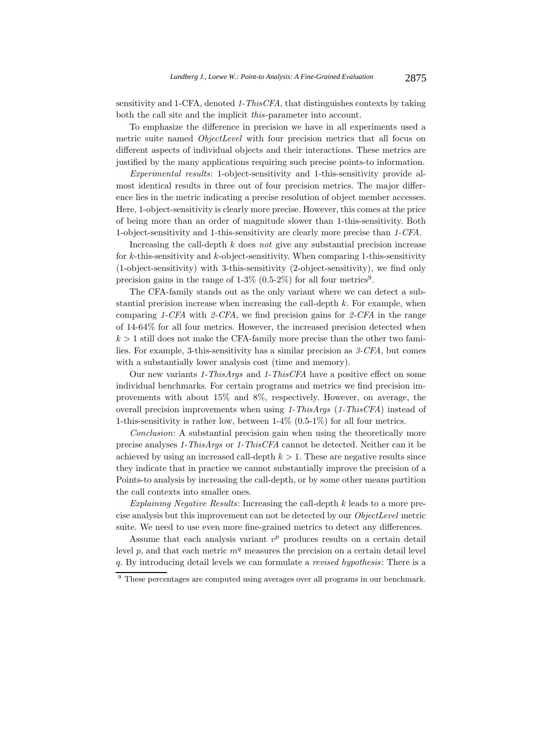sensitivity and 1-CFA, denoted *1-ThisCFA*, that distinguishes contexts by taking both the call site and the implicit *this*-parameter into account.

To emphasize the difference in precision we have in all experiments used a metric suite named *ObjectLevel* with four precision metrics that all focus on different aspects of individual objects and their interactions. These metrics are justified by the many applications requiring such precise points-to information.

*Experimental results*: 1-object-sensitivity and 1-this-sensitivity provide almost identical results in three out of four precision metrics. The major difference lies in the metric indicating a precise resolution of object member accesses. Here, 1-object-sensitivity is clearly more precise. However, this comes at the price of being more than an order of magnitude slower than 1-this-sensitivity. Both 1-object-sensitivity and 1-this-sensitivity are clearly more precise than *1-CFA*.

Increasing the call-depth $k$ does *not* give any substantial precision increase for $k$-this-sensitivity and $k$-object-sensitivity. When comparing 1-this-sensitivity (1-object-sensitivity) with 3-this-sensitivity (2-object-sensitivity), we find only precision gains in the range of 1-3% (0.5-2%) for all four metrics[9].

The CFA-family stands out as the only variant where we can detect a substantial precision increase when increasing the call-depth $k$. For example, when comparing *1-CFA* with *2-CFA*, we find precision gains for *2-CFA* in the range of 14-64% for all four metrics. However, the increased precision detected when $k > 1$ still does not make the CFA-family more precise than the other two families. For example, 3-this-sensitivity has a similar precision as *3-CFA*, but comes with a substantially lower analysis cost (time and memory).

Our new variants *1-ThisArgs* and *1-ThisCFA* have a positive effect on some individual benchmarks. For certain programs and metrics we find precision improvements with about 15% and 8%, respectively. However, on average, the overall precision improvements when using *1-ThisArgs* (*1-ThisCFA*) instead of 1-this-sensitivity is rather low, between 1-4% (0.5-1%) for all four metrics.

*Conclusion*: A substantial precision gain when using the theoretically more precise analyses *1-ThisArgs* or *1-ThisCFA* cannot be detected. Neither can it be achieved by using an increased call-depth $k > 1$. These are negative results since they indicate that in practice we cannot substantially improve the precision of a Points-to analysis by increasing the call-depth, or by some other means partition the call contexts into smaller ones.

*Explaining Negative Results*: Increasing the call-depth $k$ leads to a more precise analysis but this improvement can not be detected by our *ObjectLevel* metric suite. We need to use even more fine-grained metrics to detect any differences.

Assume that each analysis variant $v^p$ produces results on a certain detail level $p$, and that each metric $m^q$ measures the precision on a certain detail level $q$. By introducing detail levels we can formulate a *revised hypothesis*: There is a

[9] These percentages are computed using averages over all programs in our benchmark.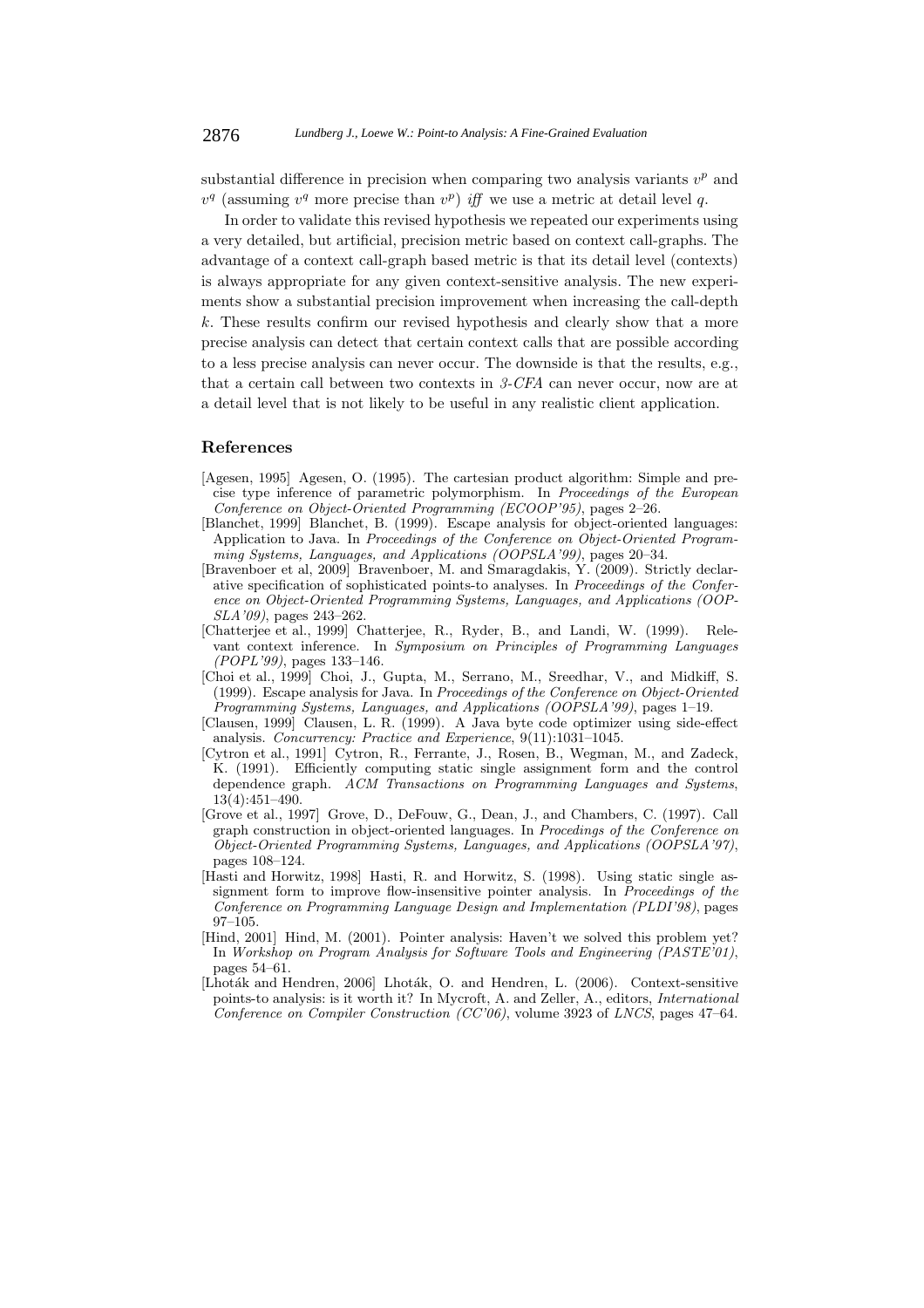substantial difference in precision when comparing two analysis variants $v^p$ and $v^q$ (assuming $v^q$ more precise than $v^p$) *iff* we use a metric at detail level $q$.

In order to validate this revised hypothesis we repeated our experiments using a very detailed, but artificial, precision metric based on context call-graphs. The advantage of a context call-graph based metric is that its detail level (contexts) is always appropriate for any given context-sensitive analysis. The new experiments show a substantial precision improvement when increasing the call-depth $k$. These results confirm our revised hypothesis and clearly show that a more precise analysis can detect that certain context calls that are possible according to a less precise analysis can never occur. The downside is that the results, e.g., that a certain call between two contexts in *3-CFA* can never occur, now are at a detail level that is not likely to be useful in any realistic client application.

## References

[Agesen, 1995] Agesen, O. (1995). The cartesian product algorithm: Simple and precise type inference of parametric polymorphism. In *Proceedings of the European Conference on Object-Oriented Programming (ECOOP'95)*, pages 2–26.

[Blanchet, 1999] Blanchet, B. (1999). Escape analysis for object-oriented languages: Application to Java. In *Proceedings of the Conference on Object-Oriented Programming Systems, Languages, and Applications (OOPSLA'99)*, pages 20–34.

[Bravenboer et al, 2009] Bravenboer, M. and Smaragdakis, Y. (2009). Strictly declarative specification of sophisticated points-to analyses. In *Proceedings of the Conference on Object-Oriented Programming Systems, Languages, and Applications (OOPSLA'09)*, pages 243–262.

[Chatterjee et al., 1999] Chatterjee, R., Ryder, B., and Landi, W. (1999). Relevant context inference. In *Symposium on Principles of Programming Languages (POPL'99)*, pages 133–146.

[Choi et al., 1999] Choi, J., Gupta, M., Serrano, M., Sreedhar, V., and Midkiff, S. (1999). Escape analysis for Java. In *Proceedings of the Conference on Object-Oriented Programming Systems, Languages, and Applications (OOPSLA'99)*, pages 1–19.

[Clausen, 1999] Clausen, L. R. (1999). A Java byte code optimizer using side-effect analysis. *Concurrency: Practice and Experience*, 9(11):1031–1045.

[Cytron et al., 1991] Cytron, R., Ferrante, J., Rosen, B., Wegman, M., and Zadeck, K. (1991). Efficiently computing static single assignment form and the control dependence graph. *ACM Transactions on Programming Languages and Systems*, 13(4):451–490.

[Grove et al., 1997] Grove, D., DeFouw, G., Dean, J., and Chambers, C. (1997). Call graph construction in object-oriented languages. In *Procedings of the Conference on Object-Oriented Programming Systems, Languages, and Applications (OOPSLA'97)*, pages 108–124.

[Hasti and Horwitz, 1998] Hasti, R. and Horwitz, S. (1998). Using static single assignment form to improve flow-insensitive pointer analysis. In *Proceedings of the Conference on Programming Language Design and Implementation (PLDI'98)*, pages 97–105.

[Hind, 2001] Hind, M. (2001). Pointer analysis: Haven't we solved this problem yet? In *Workshop on Program Analysis for Software Tools and Engineering (PASTE'01)*, pages 54–61.

[Lhoták and Hendren, 2006] Lhoták, O. and Hendren, L. (2006). Context-sensitive points-to analysis: is it worth it? In Mycroft, A. and Zeller, A., editors, *International Conference on Compiler Construction (CC'06)*, volume 3923 of *LNCS*, pages 47–64.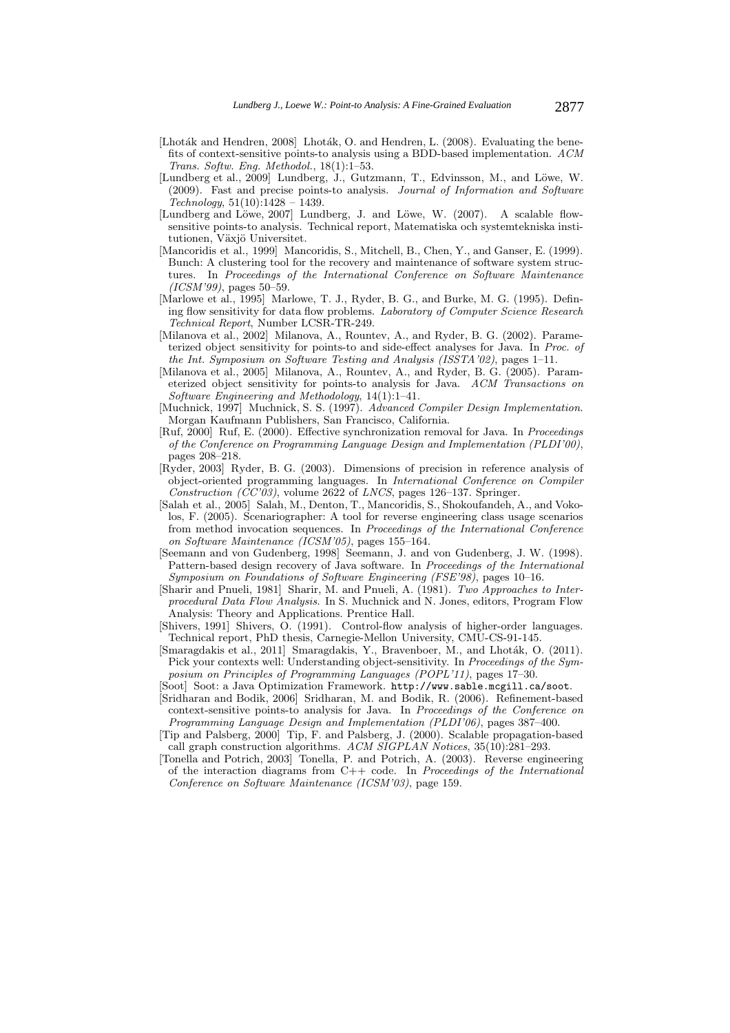[Lhoták and Hendren, 2008] Lhoták, O. and Hendren, L. (2008). Evaluating the benefits of context-sensitive points-to analysis using a BDD-based implementation. *ACM Trans. Softw. Eng. Methodol.*, 18(1):1–53.

[Lundberg et al., 2009] Lundberg, J., Gutzmann, T., Edvinsson, M., and Löwe, W. (2009). Fast and precise points-to analysis. *Journal of Information and Software Technology*, 51(10):1428 – 1439.

[Lundberg and Löwe, 2007] Lundberg, J. and Löwe, W. (2007). A scalable flow-sensitive points-to analysis. Technical report, Matematiska och systemtekniska institutionen, Växjö Universitet.

[Mancoridis et al., 1999] Mancoridis, S., Mitchell, B., Chen, Y., and Ganser, E. (1999). Bunch: A clustering tool for the recovery and maintenance of software system structures. In *Proceedings of the International Conference on Software Maintenance (ICSM'99)*, pages 50–59.

[Marlowe et al., 1995] Marlowe, T. J., Ryder, B. G., and Burke, M. G. (1995). Defining flow sensitivity for data flow problems. *Laboratory of Computer Science Research Technical Report*, Number LCSR-TR-249.

[Milanova et al., 2002] Milanova, A., Rountev, A., and Ryder, B. G. (2002). Parameterized object sensitivity for points-to and side-effect analyses for Java. In *Proc. of the Int. Symposium on Software Testing and Analysis (ISSTA'02)*, pages 1–11.

[Milanova et al., 2005] Milanova, A., Rountev, A., and Ryder, B. G. (2005). Parameterized object sensitivity for points-to analysis for Java. *ACM Transactions on Software Engineering and Methodology*, 14(1):1–41.

[Muchnick, 1997] Muchnick, S. S. (1997). *Advanced Compiler Design Implementation*. Morgan Kaufmann Publishers, San Francisco, California.

[Ruf, 2000] Ruf, E. (2000). Effective synchronization removal for Java. In *Proceedings of the Conference on Programming Language Design and Implementation (PLDI'00)*, pages 208–218.

[Ryder, 2003] Ryder, B. G. (2003). Dimensions of precision in reference analysis of object-oriented programming languages. In *International Conference on Compiler Construction (CC'03)*, volume 2622 of *LNCS*, pages 126–137. Springer.

[Salah et al., 2005] Salah, M., Denton, T., Mancoridis, S., Shokoufandeh, A., and Vokolos, F. (2005). Scenariographer: A tool for reverse engineering class usage scenarios from method invocation sequences. In *Proceedings of the International Conference on Software Maintenance (ICSM'05)*, pages 155–164.

[Seemann and von Gudenberg, 1998] Seemann, J. and von Gudenberg, J. W. (1998). Pattern-based design recovery of Java software. In *Proceedings of the International Symposium on Foundations of Software Engineering (FSE'98)*, pages 10–16.

[Sharir and Pnueli, 1981] Sharir, M. and Pnueli, A. (1981). *Two Approaches to Interprocedural Data Flow Analysis*. In S. Muchnick and N. Jones, editors, Program Flow Analysis: Theory and Applications. Prentice Hall.

[Shivers, 1991] Shivers, O. (1991). Control-flow analysis of higher-order languages. Technical report, PhD thesis, Carnegie-Mellon University, CMU-CS-91-145.

[Smaragdakis et al., 2011] Smaragdakis, Y., Bravenboer, M., and Lhoták, O. (2011). Pick your contexts well: Understanding object-sensitivity. In *Proceedings of the Symposium on Principles of Programming Languages (POPL'11)*, pages 17–30.

[Soot] Soot: a Java Optimization Framework. `http://www.sable.mcgill.ca/soot`.

[Sridharan and Bodik, 2006] Sridharan, M. and Bodik, R. (2006). Refinement-based context-sensitive points-to analysis for Java. In *Proceedings of the Conference on Programming Language Design and Implementation (PLDI'06)*, pages 387–400.

[Tip and Palsberg, 2000] Tip, F. and Palsberg, J. (2000). Scalable propagation-based call graph construction algorithms. *ACM SIGPLAN Notices*, 35(10):281–293.

[Tonella and Potrich, 2003] Tonella, P. and Potrich, A. (2003). Reverse engineering of the interaction diagrams from C++ code. In *Proceedings of the International Conference on Software Maintenance (ICSM'03)*, page 159.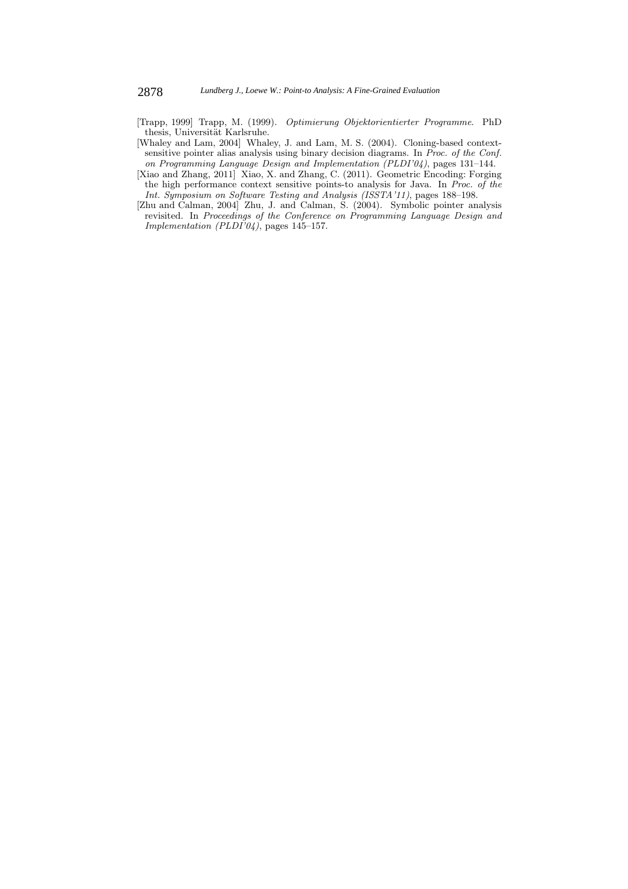[Trapp, 1999] Trapp, M. (1999). *Optimierung Objektorientierter Programme*. PhD thesis, Universität Karlsruhe.

[Whaley and Lam, 2004] Whaley, J. and Lam, M. S. (2004). Cloning-based context-sensitive pointer alias analysis using binary decision diagrams. In *Proc. of the Conf. on Programming Language Design and Implementation (PLDI'04)*, pages 131–144.

[Xiao and Zhang, 2011] Xiao, X. and Zhang, C. (2011). Geometric Encoding: Forging the high performance context sensitive points-to analysis for Java. In *Proc. of the Int. Symposium on Software Testing and Analysis (ISSTA'11)*, pages 188–198.

[Zhu and Calman, 2004] Zhu, J. and Calman, S. (2004). Symbolic pointer analysis revisited. In *Proceedings of the Conference on Programming Language Design and Implementation (PLDI'04)*, pages 145–157.